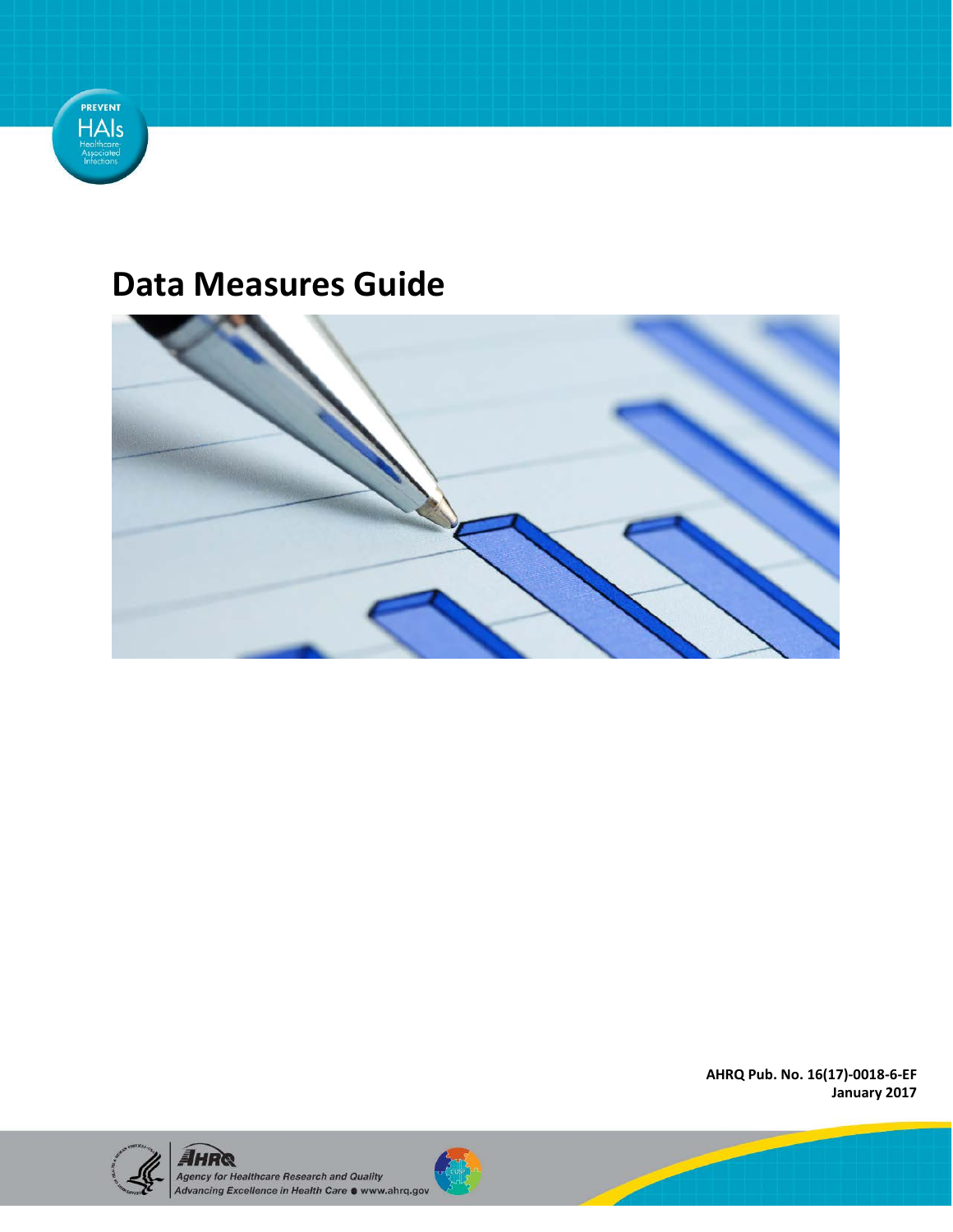PREVENT HAIs Healthcare-Associated Infections

# Data Measures Guide

**AHRQ Pub. No. 16(17)-0018-6-EF**
**January 2017**

AHRQ
Agency for Healthcare Research and Quality
Advancing Excellence in Health Care ● www.ahrq.gov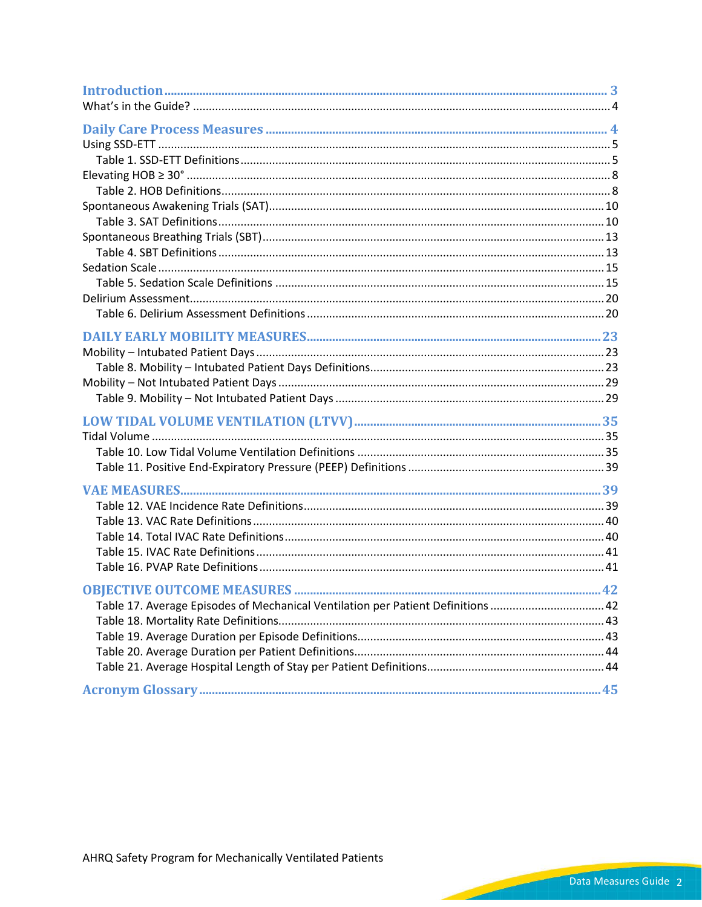Introduction .... 3

What's in the Guide? .... 4

Daily Care Process Measures .... 4

Using SSD-ETT .... 5

- Table 1. SSD-ETT Definitions .... 5

Elevating HOB ≥ 30° .... 8

- Table 2. HOB Definitions .... 8

Spontaneous Awakening Trials (SAT) .... 10

- Table 3. SAT Definitions .... 10

Spontaneous Breathing Trials (SBT) .... 13

- Table 4. SBT Definitions .... 13

Sedation Scale .... 15

- Table 5. Sedation Scale Definitions .... 15

Delirium Assessment .... 20

- Table 6. Delirium Assessment Definitions .... 20

DAILY EARLY MOBILITY MEASURES .... 23

Mobility – Intubated Patient Days .... 23

- Table 8. Mobility – Intubated Patient Days Definitions .... 23

Mobility – Not Intubated Patient Days .... 29

- Table 9. Mobility – Not Intubated Patient Days .... 29

LOW TIDAL VOLUME VENTILATION (LTVV) .... 35

Tidal Volume .... 35

- Table 10. Low Tidal Volume Ventilation Definitions .... 35
- Table 11. Positive End-Expiratory Pressure (PEEP) Definitions .... 39

VAE MEASURES .... 39

- Table 12. VAE Incidence Rate Definitions .... 39
- Table 13. VAC Rate Definitions .... 40
- Table 14. Total IVAC Rate Definitions .... 40
- Table 15. IVAC Rate Definitions .... 41
- Table 16. PVAP Rate Definitions .... 41

OBJECTIVE OUTCOME MEASURES .... 42

- Table 17. Average Episodes of Mechanical Ventilation per Patient Definitions .... 42
- Table 18. Mortality Rate Definitions .... 43
- Table 19. Average Duration per Episode Definitions .... 43
- Table 20. Average Duration per Patient Definitions .... 44
- Table 21. Average Hospital Length of Stay per Patient Definitions .... 44

Acronym Glossary .... 45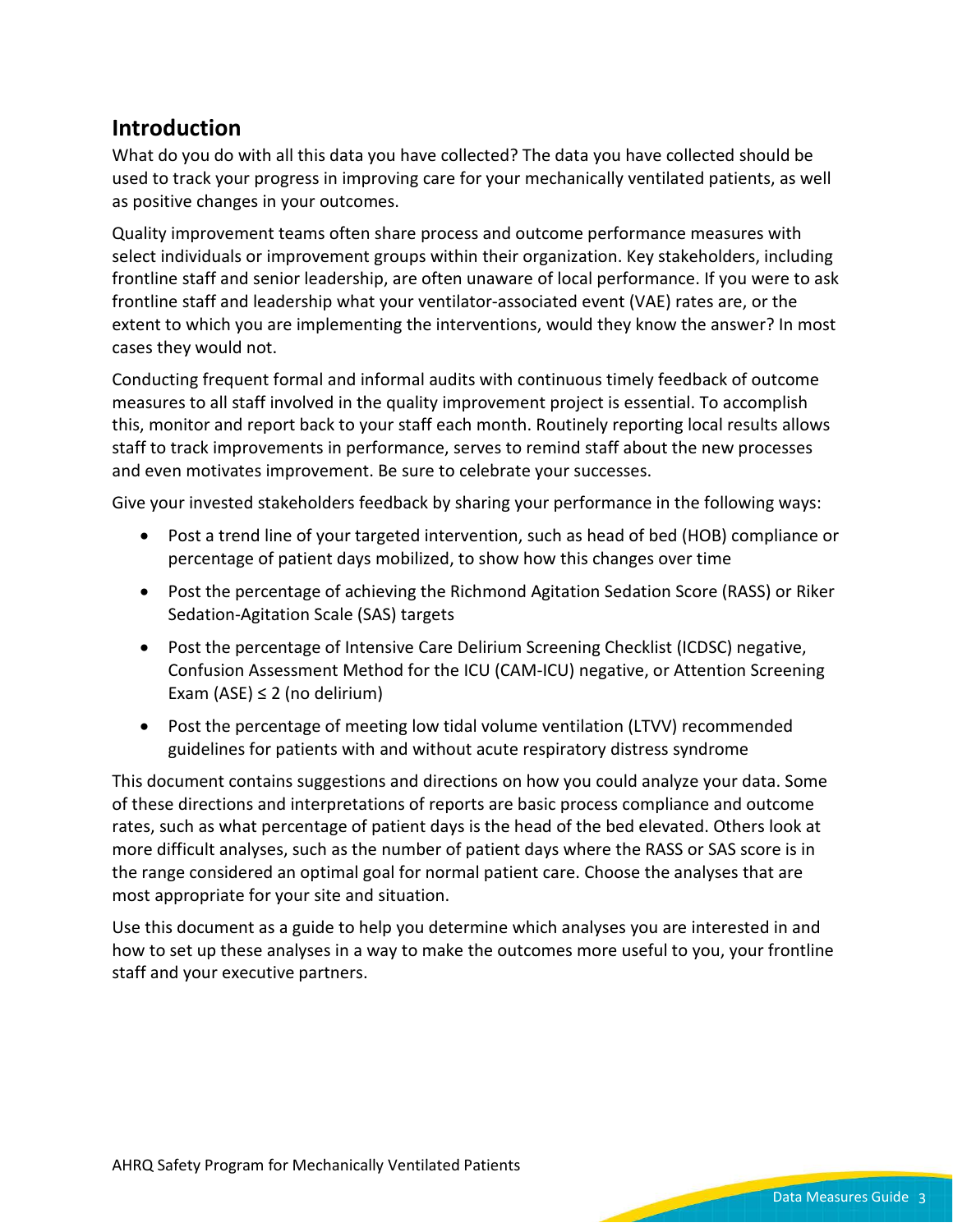## Introduction

What do you do with all this data you have collected? The data you have collected should be used to track your progress in improving care for your mechanically ventilated patients, as well as positive changes in your outcomes.

Quality improvement teams often share process and outcome performance measures with select individuals or improvement groups within their organization. Key stakeholders, including frontline staff and senior leadership, are often unaware of local performance. If you were to ask frontline staff and leadership what your ventilator-associated event (VAE) rates are, or the extent to which you are implementing the interventions, would they know the answer? In most cases they would not.

Conducting frequent formal and informal audits with continuous timely feedback of outcome measures to all staff involved in the quality improvement project is essential. To accomplish this, monitor and report back to your staff each month. Routinely reporting local results allows staff to track improvements in performance, serves to remind staff about the new processes and even motivates improvement. Be sure to celebrate your successes.

Give your invested stakeholders feedback by sharing your performance in the following ways:

- Post a trend line of your targeted intervention, such as head of bed (HOB) compliance or percentage of patient days mobilized, to show how this changes over time
- Post the percentage of achieving the Richmond Agitation Sedation Score (RASS) or Riker Sedation-Agitation Scale (SAS) targets
- Post the percentage of Intensive Care Delirium Screening Checklist (ICDSC) negative, Confusion Assessment Method for the ICU (CAM-ICU) negative, or Attention Screening Exam (ASE) ≤ 2 (no delirium)
- Post the percentage of meeting low tidal volume ventilation (LTVV) recommended guidelines for patients with and without acute respiratory distress syndrome

This document contains suggestions and directions on how you could analyze your data. Some of these directions and interpretations of reports are basic process compliance and outcome rates, such as what percentage of patient days is the head of the bed elevated. Others look at more difficult analyses, such as the number of patient days where the RASS or SAS score is in the range considered an optimal goal for normal patient care. Choose the analyses that are most appropriate for your site and situation.

Use this document as a guide to help you determine which analyses you are interested in and how to set up these analyses in a way to make the outcomes more useful to you, your frontline staff and your executive partners.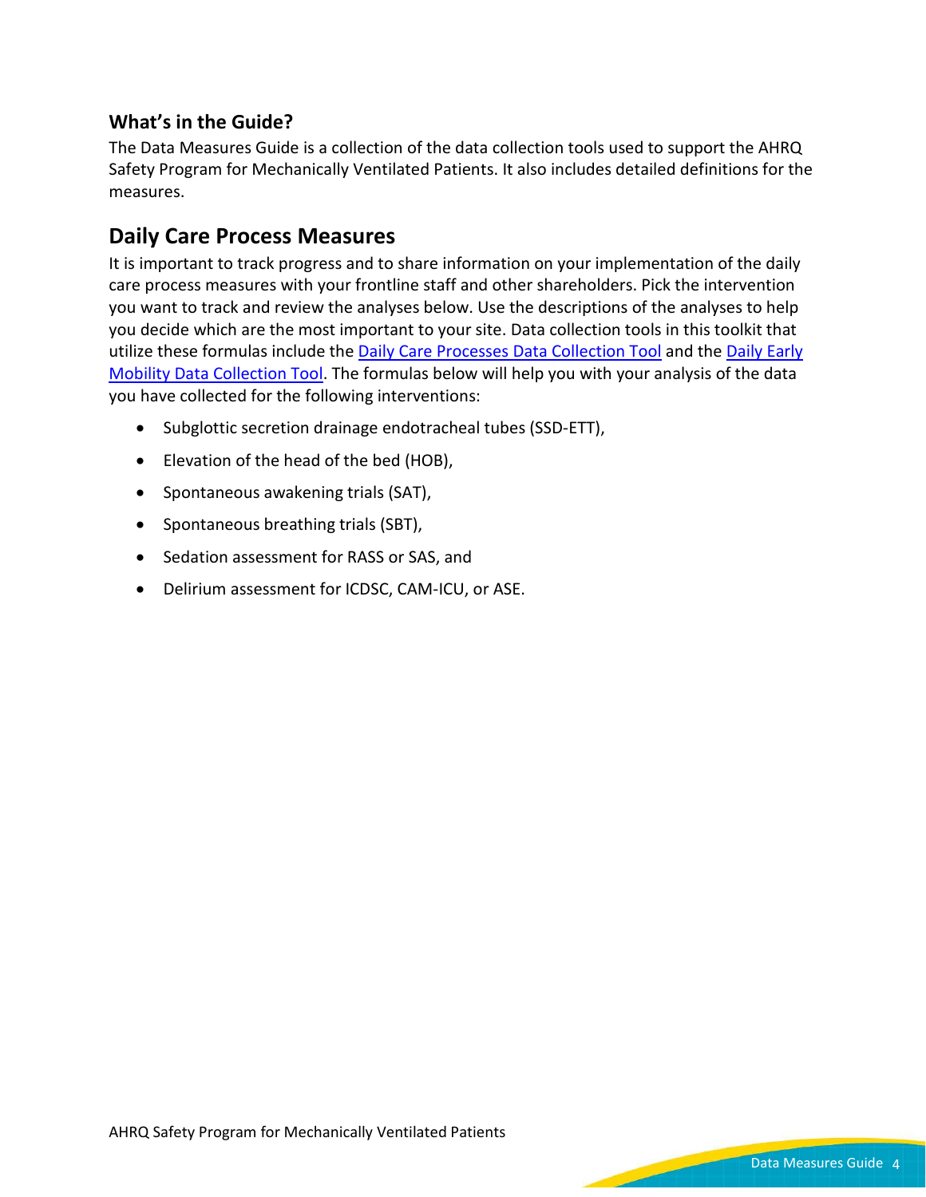### What's in the Guide?

The Data Measures Guide is a collection of the data collection tools used to support the AHRQ Safety Program for Mechanically Ventilated Patients. It also includes detailed definitions for the measures.

## Daily Care Process Measures

It is important to track progress and to share information on your implementation of the daily care process measures with your frontline staff and other shareholders. Pick the intervention you want to track and review the analyses below. Use the descriptions of the analyses to help you decide which are the most important to your site. Data collection tools in this toolkit that utilize these formulas include the Daily Care Processes Data Collection Tool and the Daily Early Mobility Data Collection Tool. The formulas below will help you with your analysis of the data you have collected for the following interventions:

- Subglottic secretion drainage endotracheal tubes (SSD-ETT),
- Elevation of the head of the bed (HOB),
- Spontaneous awakening trials (SAT),
- Spontaneous breathing trials (SBT),
- Sedation assessment for RASS or SAS, and
- Delirium assessment for ICDSC, CAM-ICU, or ASE.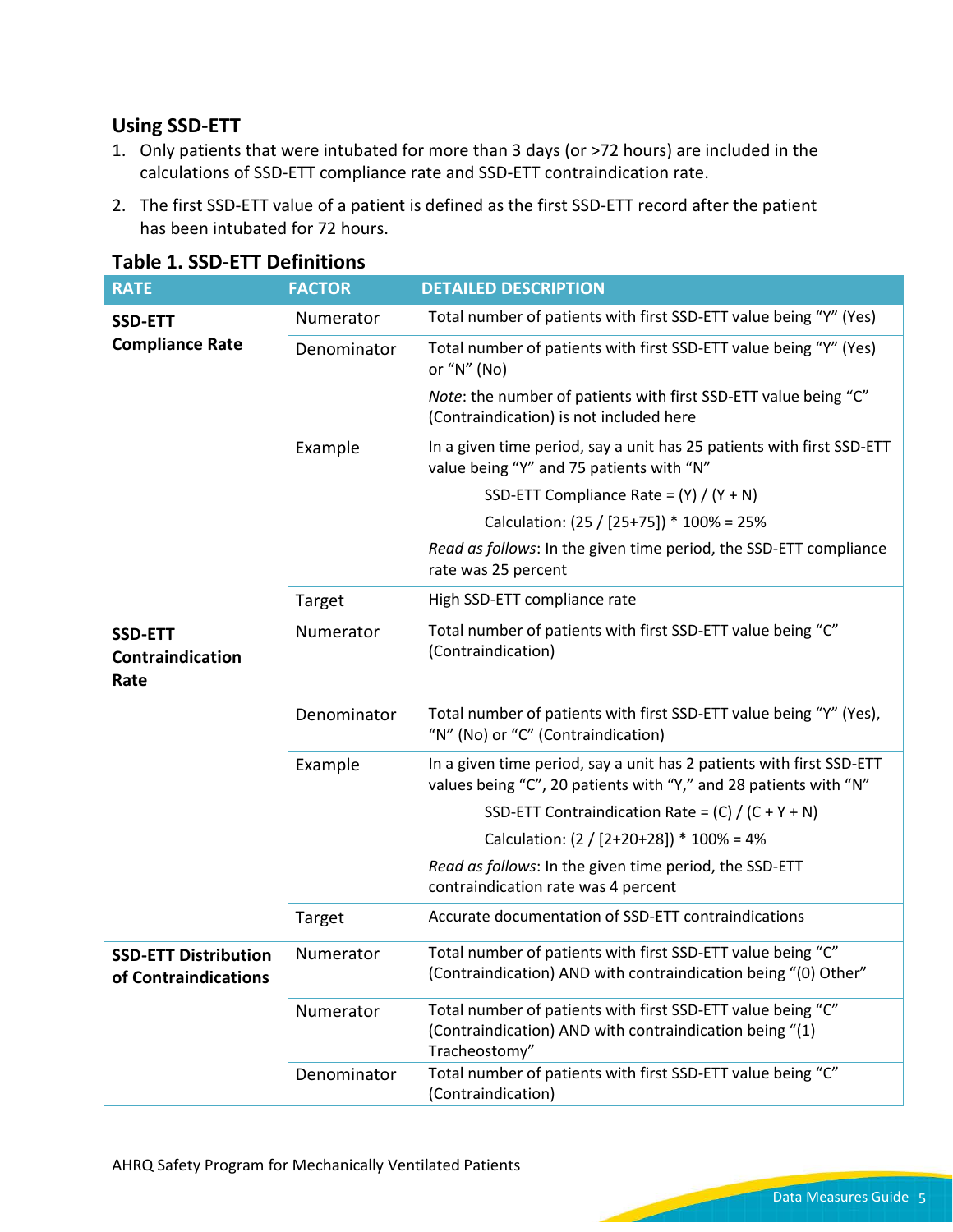## Using SSD-ETT

1. Only patients that were intubated for more than 3 days (or >72 hours) are included in the calculations of SSD-ETT compliance rate and SSD-ETT contraindication rate.
2. The first SSD-ETT value of a patient is defined as the first SSD-ETT record after the patient has been intubated for 72 hours.

### Table 1. SSD-ETT Definitions

| RATE | FACTOR | DETAILED DESCRIPTION |
|---|---|---|
| **SSD-ETT Compliance Rate** | Numerator | Total number of patients with first SSD-ETT value being "Y" (Yes) |
| | Denominator | Total number of patients with first SSD-ETT value being "Y" (Yes) or "N" (No)<br><br>*Note*: the number of patients with first SSD-ETT value being "C" (Contraindication) is not included here |
| | Example | In a given time period, say a unit has 25 patients with first SSD-ETT value being "Y" and 75 patients with "N"<br><br>SSD-ETT Compliance Rate = (Y) / (Y + N)<br><br>Calculation: (25 / [25+75]) * 100% = 25%<br><br>*Read as follows*: In the given time period, the SSD-ETT compliance rate was 25 percent |
| | Target | High SSD-ETT compliance rate |
| **SSD-ETT Contraindication Rate** | Numerator | Total number of patients with first SSD-ETT value being "C" (Contraindication) |
| | Denominator | Total number of patients with first SSD-ETT value being "Y" (Yes), "N" (No) or "C" (Contraindication) |
| | Example | In a given time period, say a unit has 2 patients with first SSD-ETT values being "C", 20 patients with "Y," and 28 patients with "N"<br><br>SSD-ETT Contraindication Rate = (C) / (C + Y + N)<br><br>Calculation: (2 / [2+20+28]) * 100% = 4%<br><br>*Read as follows*: In the given time period, the SSD-ETT contraindication rate was 4 percent |
| | Target | Accurate documentation of SSD-ETT contraindications |
| **SSD-ETT Distribution of Contraindications** | Numerator | Total number of patients with first SSD-ETT value being "C" (Contraindication) AND with contraindication being "(0) Other" |
| | Numerator | Total number of patients with first SSD-ETT value being "C" (Contraindication) AND with contraindication being "(1) Tracheostomy" |
| | Denominator | Total number of patients with first SSD-ETT value being "C" (Contraindication) |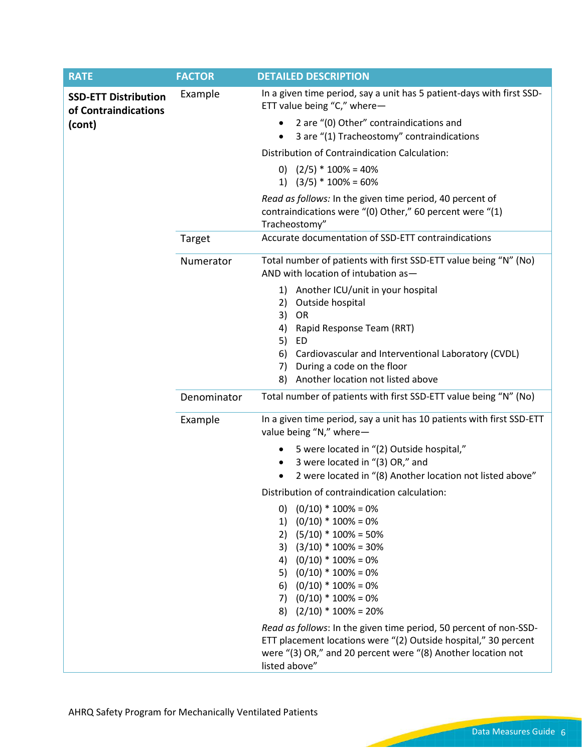| RATE | FACTOR | DETAILED DESCRIPTION |
|---|---|---|
| **SSD-ETT Distribution of Contraindications (cont)** | Example | In a given time period, say a unit has 5 patient-days with first SSD-ETT value being "C," where— <br>• 2 are "(0) Other" contraindications and <br>• 3 are "(1) Tracheostomy" contraindications <br>Distribution of Contraindication Calculation: <br>0) (2/5) * 100% = 40% <br>1) (3/5) * 100% = 60% <br>*Read as follows:* In the given time period, 40 percent of contraindications were "(0) Other," 60 percent were "(1) Tracheostomy" |
| | Target | Accurate documentation of SSD-ETT contraindications |
| | Numerator | Total number of patients with first SSD-ETT value being "N" (No) AND with location of intubation as— <br>1) Another ICU/unit in your hospital <br>2) Outside hospital <br>3) OR <br>4) Rapid Response Team (RRT) <br>5) ED <br>6) Cardiovascular and Interventional Laboratory (CVDL) <br>7) During a code on the floor <br>8) Another location not listed above |
| | Denominator | Total number of patients with first SSD-ETT value being "N" (No) |
| | Example | In a given time period, say a unit has 10 patients with first SSD-ETT value being "N," where— <br>• 5 were located in "(2) Outside hospital," <br>• 3 were located in "(3) OR," and <br>• 2 were located in "(8) Another location not listed above" <br>Distribution of contraindication calculation: <br>0) (0/10) * 100% = 0% <br>1) (0/10) * 100% = 0% <br>2) (5/10) * 100% = 50% <br>3) (3/10) * 100% = 30% <br>4) (0/10) * 100% = 0% <br>5) (0/10) * 100% = 0% <br>6) (0/10) * 100% = 0% <br>7) (0/10) * 100% = 0% <br>8) (2/10) * 100% = 20% <br>*Read as follows*: In the given time period, 50 percent of non-SSD-ETT placement locations were "(2) Outside hospital," 30 percent were "(3) OR," and 20 percent were "(8) Another location not listed above" |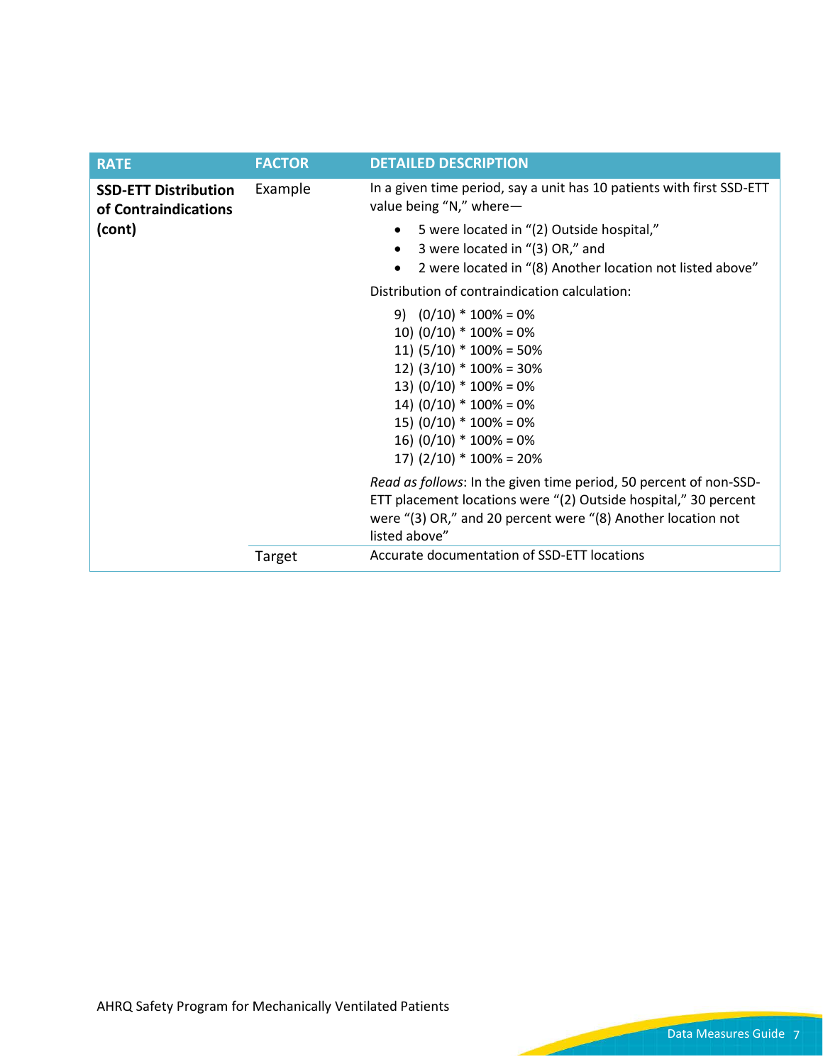| RATE | FACTOR | DETAILED DESCRIPTION |
|---|---|---|
| **SSD-ETT Distribution of Contraindications (cont)** | Example | In a given time period, say a unit has 10 patients with first SSD-ETT value being "N," where— <br>• 5 were located in "(2) Outside hospital," <br>• 3 were located in "(3) OR," and <br>• 2 were located in "(8) Another location not listed above" <br><br>Distribution of contraindication calculation: <br>9) (0/10) * 100% = 0% <br>10) (0/10) * 100% = 0% <br>11) (5/10) * 100% = 50% <br>12) (3/10) * 100% = 30% <br>13) (0/10) * 100% = 0% <br>14) (0/10) * 100% = 0% <br>15) (0/10) * 100% = 0% <br>16) (0/10) * 100% = 0% <br>17) (2/10) * 100% = 20% <br><br>*Read as follows*: In the given time period, 50 percent of non-SSD-ETT placement locations were "(2) Outside hospital," 30 percent were "(3) OR," and 20 percent were "(8) Another location not listed above" |
| | Target | Accurate documentation of SSD-ETT locations |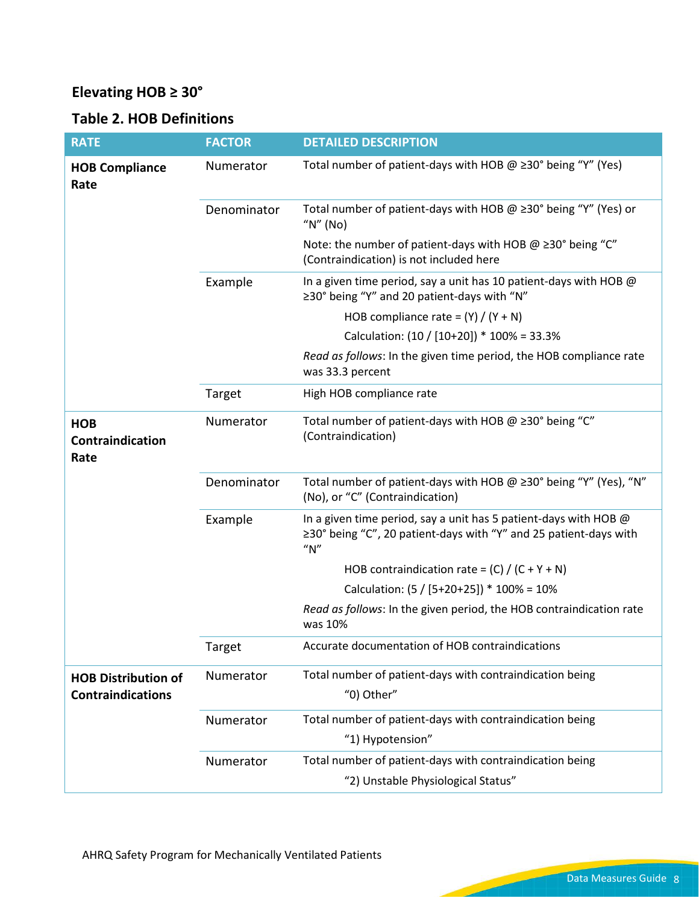## Elevating HOB ≥ 30°

### Table 2. HOB Definitions

| RATE | FACTOR | DETAILED DESCRIPTION |
|---|---|---|
| **HOB Compliance Rate** | Numerator | Total number of patient-days with HOB @ ≥30° being "Y" (Yes) |
| | Denominator | Total number of patient-days with HOB @ ≥30° being "Y" (Yes) or "N" (No)<br><br>Note: the number of patient-days with HOB @ ≥30° being "C" (Contraindication) is not included here |
| | Example | In a given time period, say a unit has 10 patient-days with HOB @ ≥30° being "Y" and 20 patient-days with "N"<br><br>HOB compliance rate = (Y) / (Y + N)<br><br>Calculation: (10 / [10+20]) * 100% = 33.3%<br><br>*Read as follows*: In the given time period, the HOB compliance rate was 33.3 percent |
| | Target | High HOB compliance rate |
| **HOB Contraindication Rate** | Numerator | Total number of patient-days with HOB @ ≥30° being "C" (Contraindication) |
| | Denominator | Total number of patient-days with HOB @ ≥30° being "Y" (Yes), "N" (No), or "C" (Contraindication) |
| | Example | In a given time period, say a unit has 5 patient-days with HOB @ ≥30° being "C", 20 patient-days with "Y" and 25 patient-days with "N"<br><br>HOB contraindication rate = (C) / (C + Y + N)<br><br>Calculation: (5 / [5+20+25]) * 100% = 10%<br><br>*Read as follows*: In the given period, the HOB contraindication rate was 10% |
| | Target | Accurate documentation of HOB contraindications |
| **HOB Distribution of Contraindications** | Numerator | Total number of patient-days with contraindication being "0) Other" |
| | Numerator | Total number of patient-days with contraindication being "1) Hypotension" |
| | Numerator | Total number of patient-days with contraindication being "2) Unstable Physiological Status" |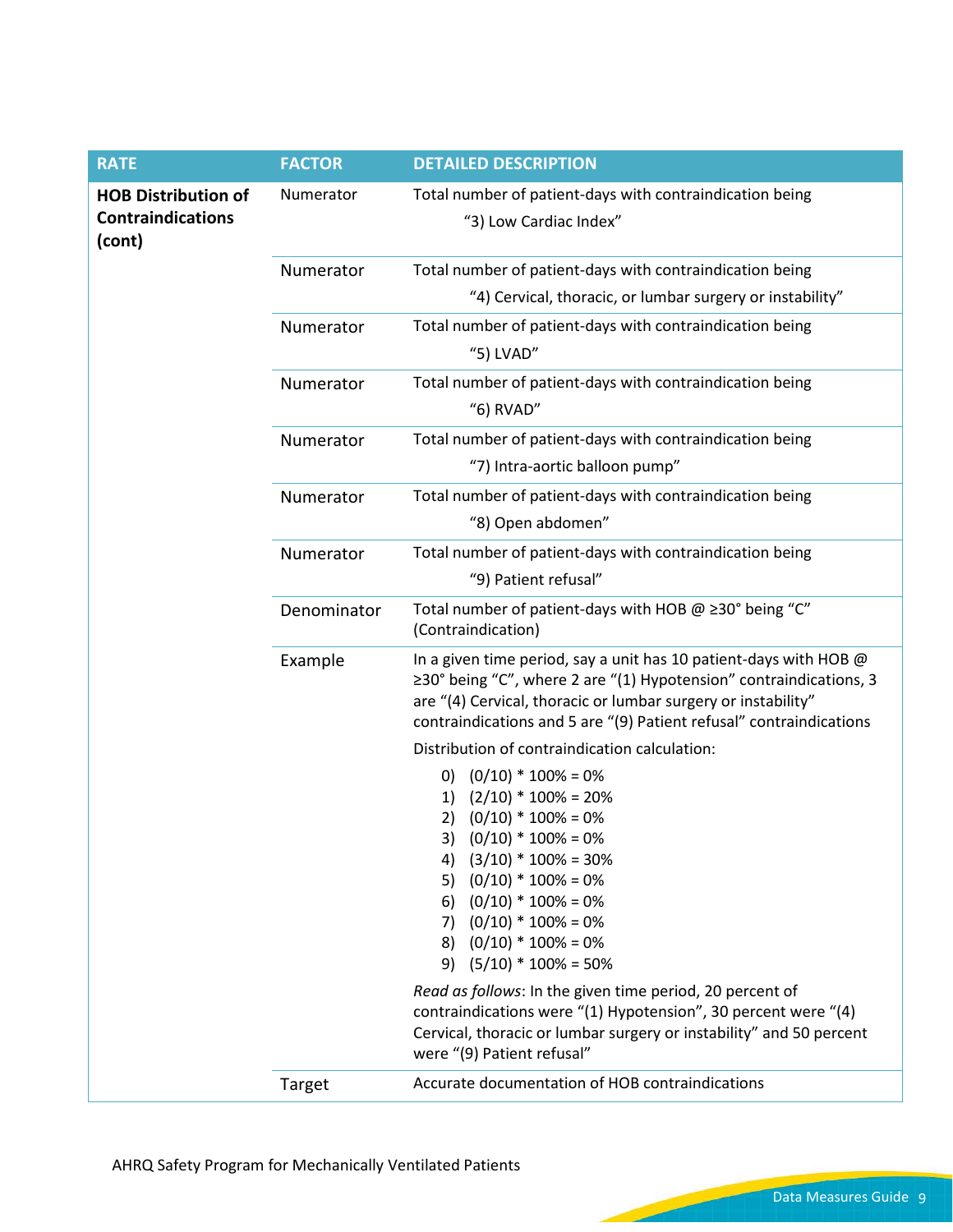| RATE | FACTOR | DETAILED DESCRIPTION |
|---|---|---|
| **HOB Distribution of Contraindications (cont)** | Numerator | Total number of patient-days with contraindication being "3) Low Cardiac Index" |
| | Numerator | Total number of patient-days with contraindication being "4) Cervical, thoracic, or lumbar surgery or instability" |
| | Numerator | Total number of patient-days with contraindication being "5) LVAD" |
| | Numerator | Total number of patient-days with contraindication being "6) RVAD" |
| | Numerator | Total number of patient-days with contraindication being "7) Intra-aortic balloon pump" |
| | Numerator | Total number of patient-days with contraindication being "8) Open abdomen" |
| | Numerator | Total number of patient-days with contraindication being "9) Patient refusal" |
| | Denominator | Total number of patient-days with HOB @ ≥30° being "C" (Contraindication) |
| | Example | In a given time period, say a unit has 10 patient-days with HOB @ ≥30° being "C", where 2 are "(1) Hypotension" contraindications, 3 are "(4) Cervical, thoracic or lumbar surgery or instability" contraindications and 5 are "(9) Patient refusal" contraindications<br><br>Distribution of contraindication calculation:<br><br>0) (0/10) * 100% = 0%<br>1) (2/10) * 100% = 20%<br>2) (0/10) * 100% = 0%<br>3) (0/10) * 100% = 0%<br>4) (3/10) * 100% = 30%<br>5) (0/10) * 100% = 0%<br>6) (0/10) * 100% = 0%<br>7) (0/10) * 100% = 0%<br>8) (0/10) * 100% = 0%<br>9) (5/10) * 100% = 50%<br><br>*Read as follows*: In the given time period, 20 percent of contraindications were "(1) Hypotension", 30 percent were "(4) Cervical, thoracic or lumbar surgery or instability" and 50 percent were "(9) Patient refusal" |
| | Target | Accurate documentation of HOB contraindications |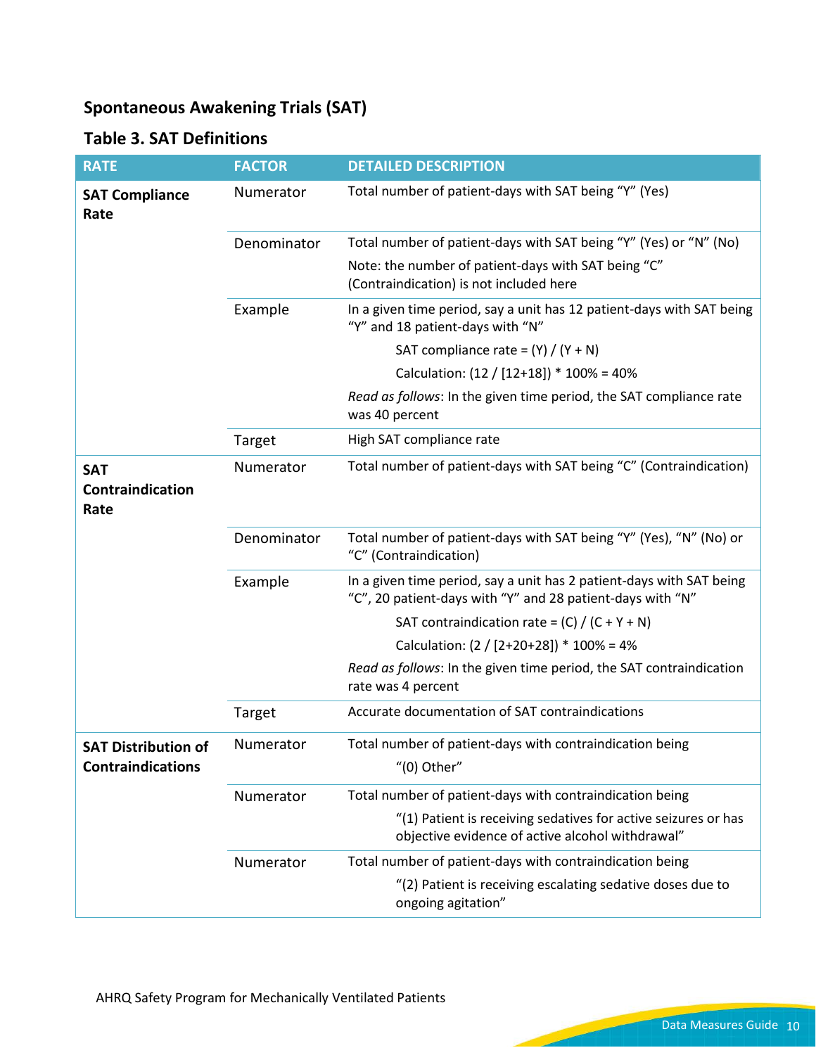## Spontaneous Awakening Trials (SAT)

### Table 3. SAT Definitions

| RATE | FACTOR | DETAILED DESCRIPTION |
|---|---|---|
| **SAT Compliance Rate** | Numerator | Total number of patient-days with SAT being "Y" (Yes) |
| | Denominator | Total number of patient-days with SAT being "Y" (Yes) or "N" (No)<br>Note: the number of patient-days with SAT being "C" (Contraindication) is not included here |
| | Example | In a given time period, say a unit has 12 patient-days with SAT being "Y" and 18 patient-days with "N"<br>SAT compliance rate = (Y) / (Y + N)<br>Calculation: (12 / [12+18]) * 100% = 40%<br>*Read as follows*: In the given time period, the SAT compliance rate was 40 percent |
| | Target | High SAT compliance rate |
| **SAT Contraindication Rate** | Numerator | Total number of patient-days with SAT being "C" (Contraindication) |
| | Denominator | Total number of patient-days with SAT being "Y" (Yes), "N" (No) or "C" (Contraindication) |
| | Example | In a given time period, say a unit has 2 patient-days with SAT being "C", 20 patient-days with "Y" and 28 patient-days with "N"<br>SAT contraindication rate = (C) / (C + Y + N)<br>Calculation: (2 / [2+20+28]) * 100% = 4%<br>*Read as follows*: In the given time period, the SAT contraindication rate was 4 percent |
| | Target | Accurate documentation of SAT contraindications |
| **SAT Distribution of Contraindications** | Numerator | Total number of patient-days with contraindication being<br>"(0) Other" |
| | Numerator | Total number of patient-days with contraindication being<br>"(1) Patient is receiving sedatives for active seizures or has objective evidence of active alcohol withdrawal" |
| | Numerator | Total number of patient-days with contraindication being<br>"(2) Patient is receiving escalating sedative doses due to ongoing agitation" |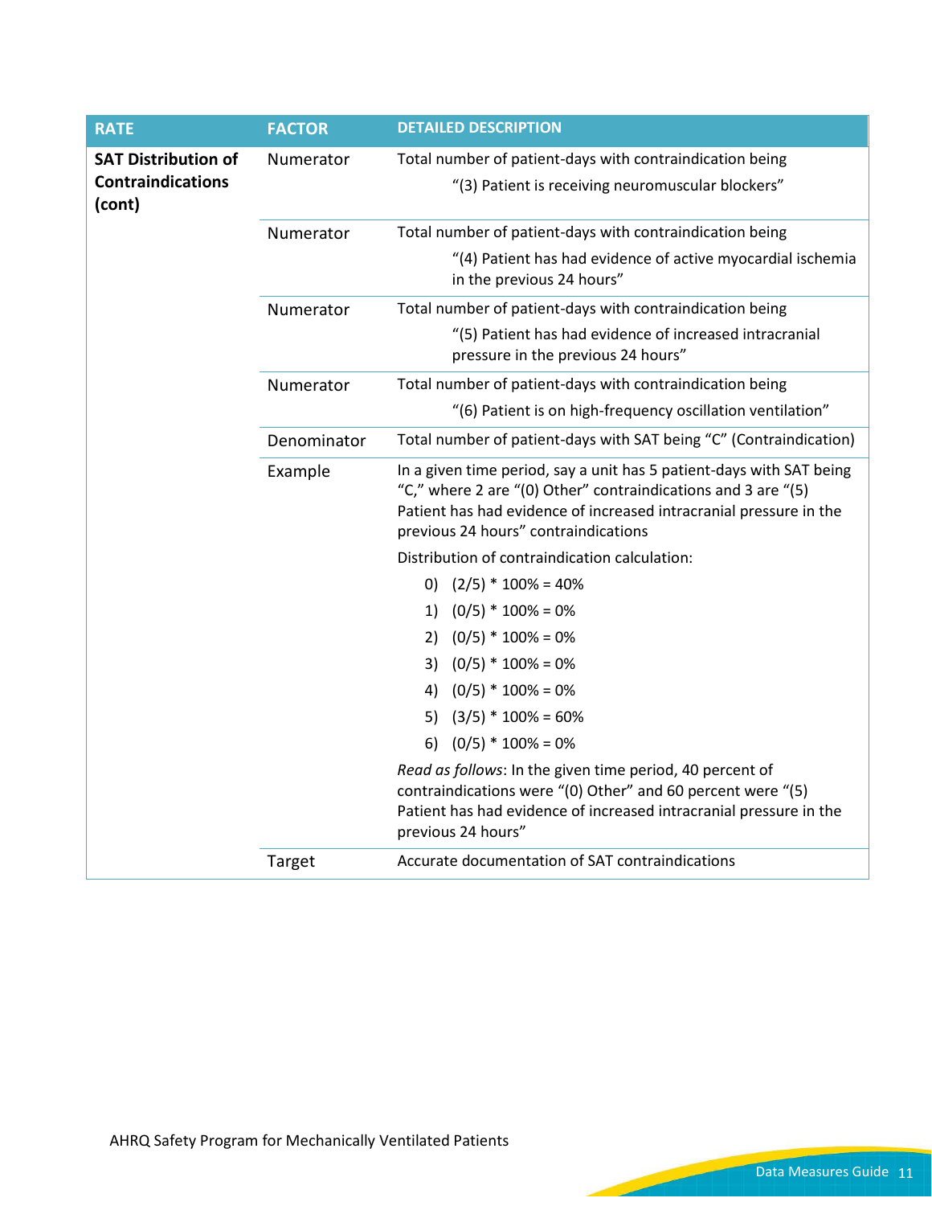| RATE | FACTOR | DETAILED DESCRIPTION |
|---|---|---|
| **SAT Distribution of Contraindications (cont)** | Numerator | Total number of patient-days with contraindication being<br>"(3) Patient is receiving neuromuscular blockers" |
| | Numerator | Total number of patient-days with contraindication being<br>"(4) Patient has had evidence of active myocardial ischemia in the previous 24 hours" |
| | Numerator | Total number of patient-days with contraindication being<br>"(5) Patient has had evidence of increased intracranial pressure in the previous 24 hours" |
| | Numerator | Total number of patient-days with contraindication being<br>"(6) Patient is on high-frequency oscillation ventilation" |
| | Denominator | Total number of patient-days with SAT being "C" (Contraindication) |
| | Example | In a given time period, say a unit has 5 patient-days with SAT being "C," where 2 are "(0) Other" contraindications and 3 are "(5) Patient has had evidence of increased intracranial pressure in the previous 24 hours" contraindications<br><br>Distribution of contraindication calculation:<br>0) (2/5) * 100% = 40%<br>1) (0/5) * 100% = 0%<br>2) (0/5) * 100% = 0%<br>3) (0/5) * 100% = 0%<br>4) (0/5) * 100% = 0%<br>5) (3/5) * 100% = 60%<br>6) (0/5) * 100% = 0%<br><br>*Read as follows*: In the given time period, 40 percent of contraindications were "(0) Other" and 60 percent were "(5) Patient has had evidence of increased intracranial pressure in the previous 24 hours" |
| | Target | Accurate documentation of SAT contraindications |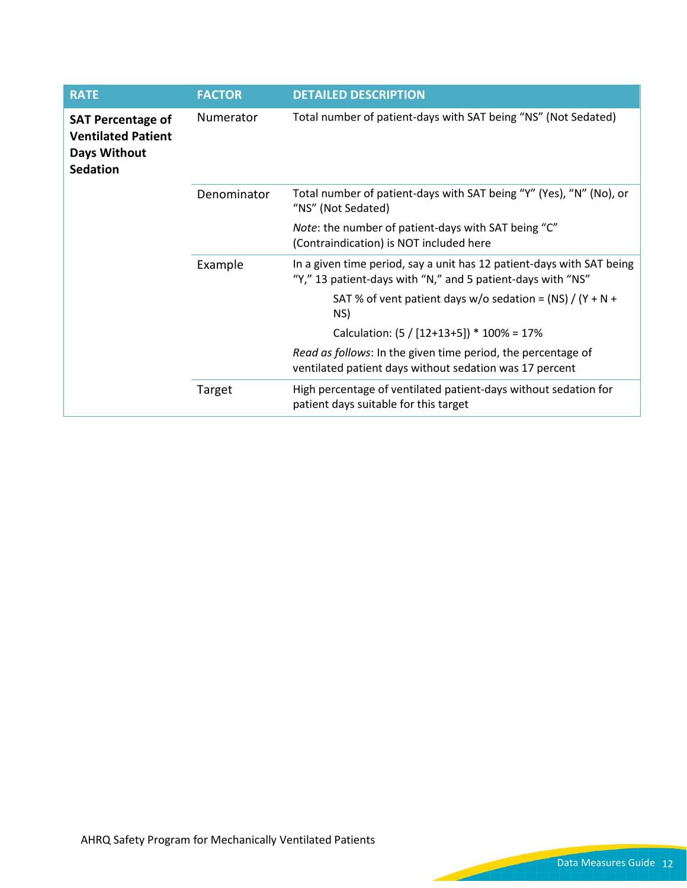| RATE | FACTOR | DETAILED DESCRIPTION |
|---|---|---|
| **SAT Percentage of Ventilated Patient Days Without Sedation** | Numerator | Total number of patient-days with SAT being "NS" (Not Sedated) |
| | Denominator | Total number of patient-days with SAT being "Y" (Yes), "N" (No), or "NS" (Not Sedated)<br><br>*Note*: the number of patient-days with SAT being "C" (Contraindication) is NOT included here |
| | Example | In a given time period, say a unit has 12 patient-days with SAT being "Y," 13 patient-days with "N," and 5 patient-days with "NS"<br><br>SAT % of vent patient days w/o sedation = (NS) / (Y + N + NS)<br><br>Calculation: (5 / [12+13+5]) * 100% = 17%<br><br>*Read as follows*: In the given time period, the percentage of ventilated patient days without sedation was 17 percent |
| | Target | High percentage of ventilated patient-days without sedation for patient days suitable for this target |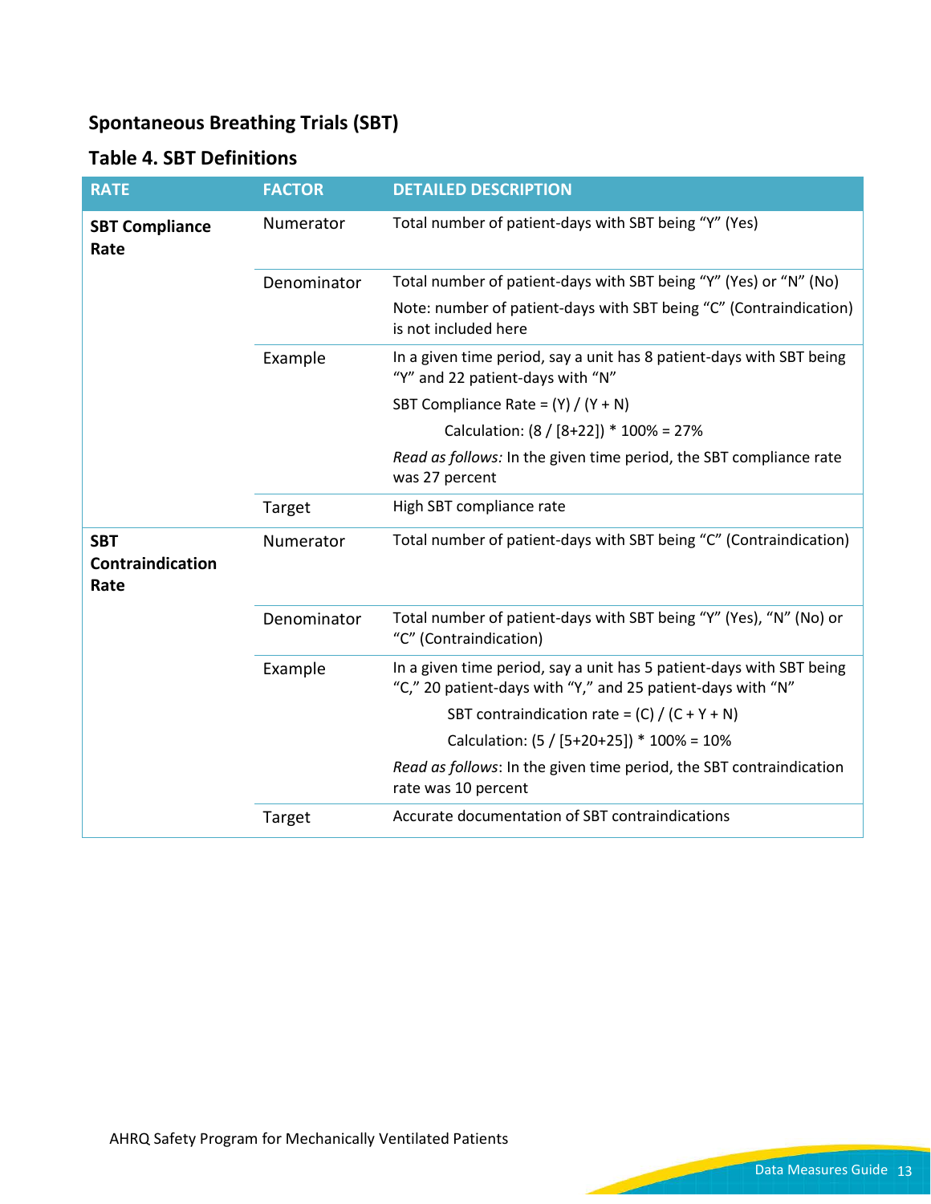## Spontaneous Breathing Trials (SBT)

### Table 4. SBT Definitions

| RATE | FACTOR | DETAILED DESCRIPTION |
| --- | --- | --- |
| **SBT Compliance Rate** | Numerator | Total number of patient-days with SBT being "Y" (Yes) |
| | Denominator | Total number of patient-days with SBT being "Y" (Yes) or "N" (No)<br>Note: number of patient-days with SBT being "C" (Contraindication) is not included here |
| | Example | In a given time period, say a unit has 8 patient-days with SBT being "Y" and 22 patient-days with "N"<br>SBT Compliance Rate = (Y) / (Y + N)<br>Calculation: (8 / [8+22]) * 100% = 27%<br>*Read as follows:* In the given time period, the SBT compliance rate was 27 percent |
| | Target | High SBT compliance rate |
| **SBT Contraindication Rate** | Numerator | Total number of patient-days with SBT being "C" (Contraindication) |
| | Denominator | Total number of patient-days with SBT being "Y" (Yes), "N" (No) or "C" (Contraindication) |
| | Example | In a given time period, say a unit has 5 patient-days with SBT being "C," 20 patient-days with "Y," and 25 patient-days with "N"<br>SBT contraindication rate = (C) / (C + Y + N)<br>Calculation: (5 / [5+20+25]) * 100% = 10%<br>*Read as follows*: In the given time period, the SBT contraindication rate was 10 percent |
| | Target | Accurate documentation of SBT contraindications |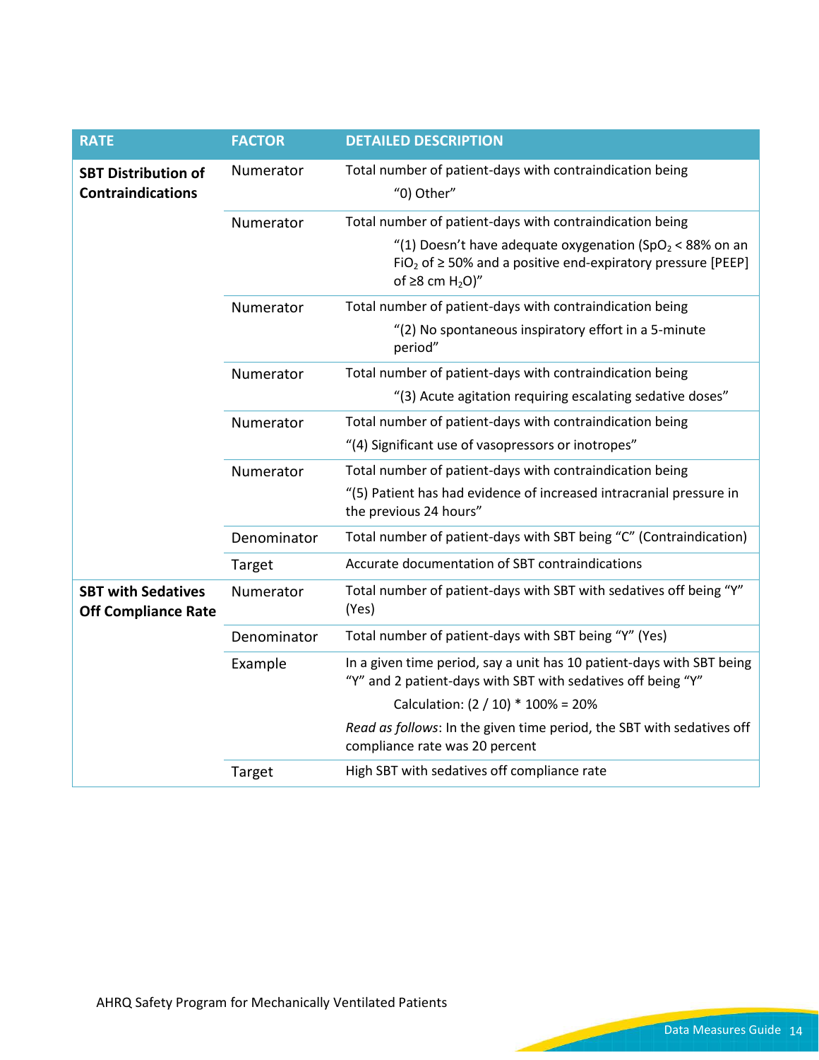| RATE | FACTOR | DETAILED DESCRIPTION |
|---|---|---|
| **SBT Distribution of Contraindications** | Numerator | Total number of patient-days with contraindication being "0) Other" |
| | Numerator | Total number of patient-days with contraindication being "(1) Doesn't have adequate oxygenation ($SpO_2$ < 88% on an $FiO_2$ of ≥ 50% and a positive end-expiratory pressure [PEEP] of ≥8 cm $H_2O$)" |
| | Numerator | Total number of patient-days with contraindication being "(2) No spontaneous inspiratory effort in a 5-minute period" |
| | Numerator | Total number of patient-days with contraindication being "(3) Acute agitation requiring escalating sedative doses" |
| | Numerator | Total number of patient-days with contraindication being "(4) Significant use of vasopressors or inotropes" |
| | Numerator | Total number of patient-days with contraindication being "(5) Patient has had evidence of increased intracranial pressure in the previous 24 hours" |
| | Denominator | Total number of patient-days with SBT being "C" (Contraindication) |
| | Target | Accurate documentation of SBT contraindications |
| **SBT with Sedatives Off Compliance Rate** | Numerator | Total number of patient-days with SBT with sedatives off being "Y" (Yes) |
| | Denominator | Total number of patient-days with SBT being "Y" (Yes) |
| | Example | In a given time period, say a unit has 10 patient-days with SBT being "Y" and 2 patient-days with SBT with sedatives off being "Y"<br>Calculation: (2 / 10) * 100% = 20%<br>*Read as follows*: In the given time period, the SBT with sedatives off compliance rate was 20 percent |
| | Target | High SBT with sedatives off compliance rate |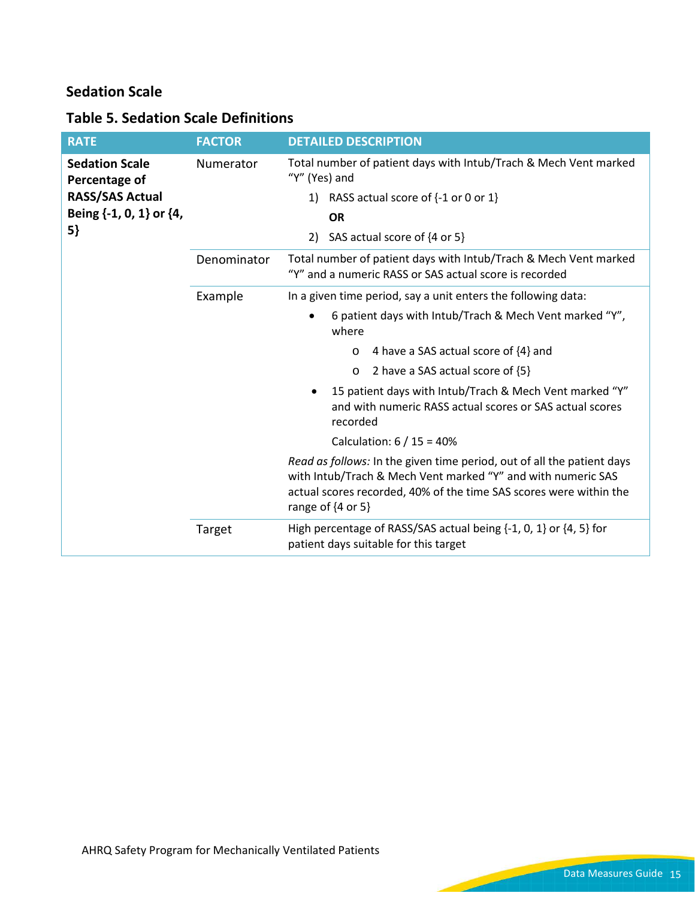## Sedation Scale

### Table 5. Sedation Scale Definitions

| RATE | FACTOR | DETAILED DESCRIPTION |
| --- | --- | --- |
| **Sedation Scale Percentage of RASS/SAS Actual Being {-1, 0, 1} or {4, 5}** | Numerator | Total number of patient days with Intub/Trach & Mech Vent marked "Y" (Yes) and<br>1) RASS actual score of {-1 or 0 or 1}<br>**OR**<br>2) SAS actual score of {4 or 5} |
| | Denominator | Total number of patient days with Intub/Trach & Mech Vent marked "Y" and a numeric RASS or SAS actual score is recorded |
| | Example | In a given time period, say a unit enters the following data:<br>• 6 patient days with Intub/Trach & Mech Vent marked "Y", where<br>  o 4 have a SAS actual score of {4} and<br>  o 2 have a SAS actual score of {5}<br>• 15 patient days with Intub/Trach & Mech Vent marked "Y" and with numeric RASS actual scores or SAS actual scores recorded<br>Calculation: 6 / 15 = 40%<br>*Read as follows:* In the given time period, out of all the patient days with Intub/Trach & Mech Vent marked "Y" and with numeric SAS actual scores recorded, 40% of the time SAS scores were within the range of {4 or 5} |
| | Target | High percentage of RASS/SAS actual being {-1, 0, 1} or {4, 5} for patient days suitable for this target |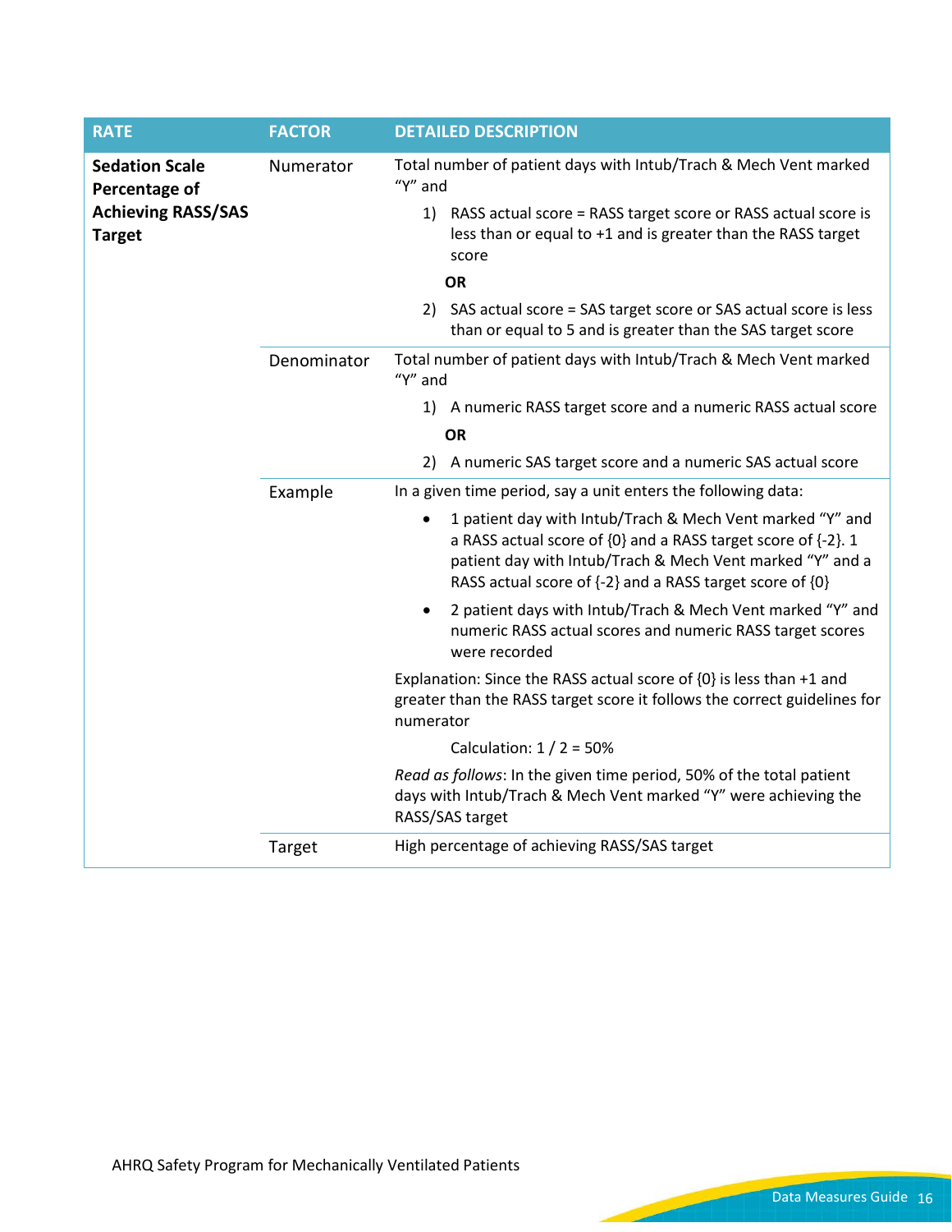| RATE | FACTOR | DETAILED DESCRIPTION |
|---|---|---|
| **Sedation Scale Percentage of Achieving RASS/SAS Target** | Numerator | Total number of patient days with Intub/Trach & Mech Vent marked "Y" and<br>1) RASS actual score = RASS target score or RASS actual score is less than or equal to +1 and is greater than the RASS target score<br>**OR**<br>2) SAS actual score = SAS target score or SAS actual score is less than or equal to 5 and is greater than the SAS target score |
| | Denominator | Total number of patient days with Intub/Trach & Mech Vent marked "Y" and<br>1) A numeric RASS target score and a numeric RASS actual score<br>**OR**<br>2) A numeric SAS target score and a numeric SAS actual score |
| | Example | In a given time period, say a unit enters the following data:<br>• 1 patient day with Intub/Trach & Mech Vent marked "Y" and a RASS actual score of {0} and a RASS target score of {-2}. 1 patient day with Intub/Trach & Mech Vent marked "Y" and a RASS actual score of {-2} and a RASS target score of {0}<br>• 2 patient days with Intub/Trach & Mech Vent marked "Y" and numeric RASS actual scores and numeric RASS target scores were recorded<br>Explanation: Since the RASS actual score of {0} is less than +1 and greater than the RASS target score it follows the correct guidelines for numerator<br>Calculation: 1 / 2 = 50%<br>*Read as follows*: In the given time period, 50% of the total patient days with Intub/Trach & Mech Vent marked "Y" were achieving the RASS/SAS target |
| | Target | High percentage of achieving RASS/SAS target |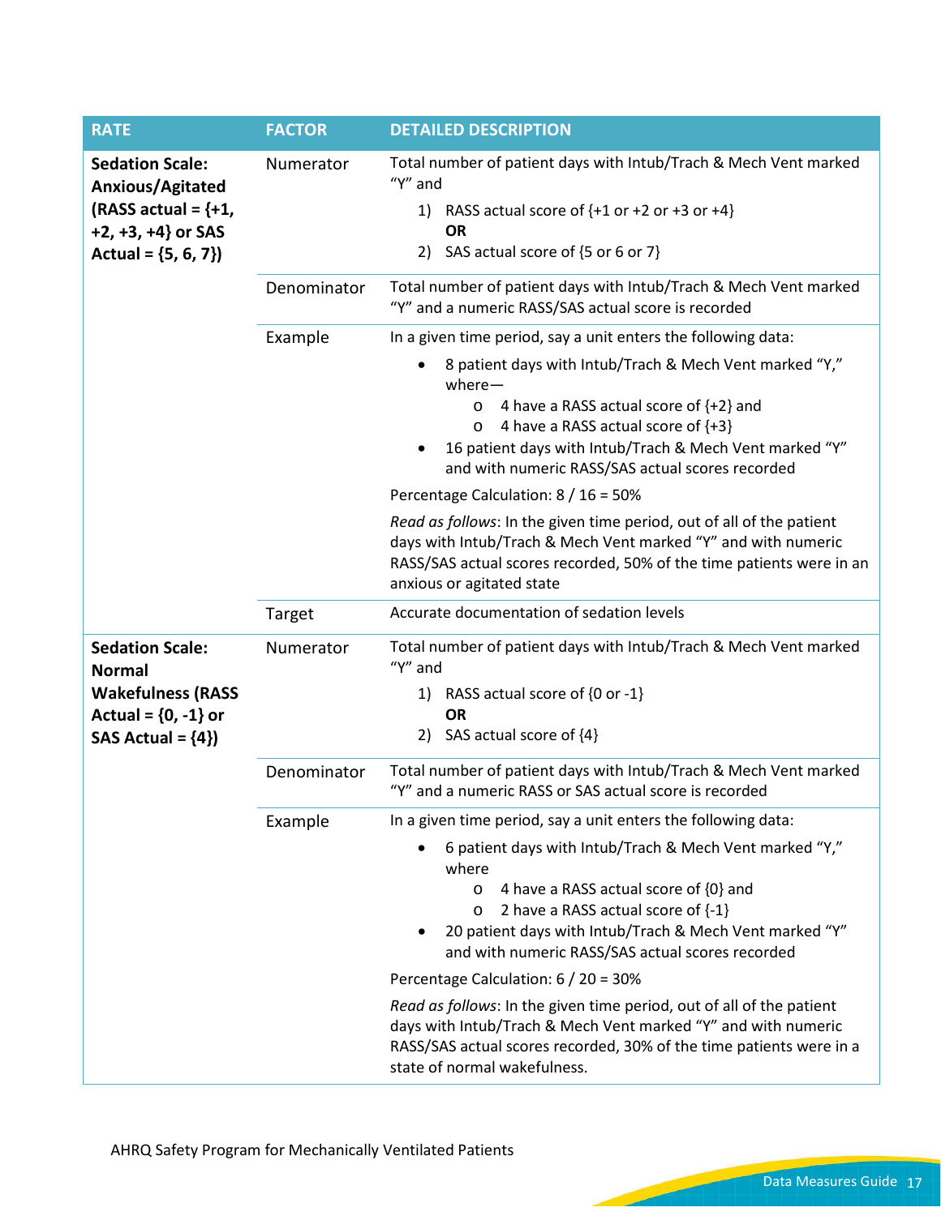| RATE | FACTOR | DETAILED DESCRIPTION |
|---|---|---|
| **Sedation Scale: Anxious/Agitated (RASS actual = {+1, +2, +3, +4} or SAS Actual = {5, 6, 7})** | Numerator | Total number of patient days with Intub/Trach & Mech Vent marked "Y" and<br>1) RASS actual score of {+1 or +2 or +3 or +4}<br>**OR**<br>2) SAS actual score of {5 or 6 or 7} |
| | Denominator | Total number of patient days with Intub/Trach & Mech Vent marked "Y" and a numeric RASS/SAS actual score is recorded |
| | Example | In a given time period, say a unit enters the following data:<br>• 8 patient days with Intub/Trach & Mech Vent marked "Y," where—<br>&nbsp;&nbsp;&nbsp;o 4 have a RASS actual score of {+2} and<br>&nbsp;&nbsp;&nbsp;o 4 have a RASS actual score of {+3}<br>• 16 patient days with Intub/Trach & Mech Vent marked "Y" and with numeric RASS/SAS actual scores recorded<br>Percentage Calculation: 8 / 16 = 50%<br>*Read as follows*: In the given time period, out of all of the patient days with Intub/Trach & Mech Vent marked "Y" and with numeric RASS/SAS actual scores recorded, 50% of the time patients were in an anxious or agitated state |
| | Target | Accurate documentation of sedation levels |
| **Sedation Scale: Normal Wakefulness (RASS Actual = {0, -1} or SAS Actual = {4})** | Numerator | Total number of patient days with Intub/Trach & Mech Vent marked "Y" and<br>1) RASS actual score of {0 or -1}<br>**OR**<br>2) SAS actual score of {4} |
| | Denominator | Total number of patient days with Intub/Trach & Mech Vent marked "Y" and a numeric RASS or SAS actual score is recorded |
| | Example | In a given time period, say a unit enters the following data:<br>• 6 patient days with Intub/Trach & Mech Vent marked "Y," where<br>&nbsp;&nbsp;&nbsp;o 4 have a RASS actual score of {0} and<br>&nbsp;&nbsp;&nbsp;o 2 have a RASS actual score of {-1}<br>• 20 patient days with Intub/Trach & Mech Vent marked "Y" and with numeric RASS/SAS actual scores recorded<br>Percentage Calculation: 6 / 20 = 30%<br>*Read as follows*: In the given time period, out of all of the patient days with Intub/Trach & Mech Vent marked "Y" and with numeric RASS/SAS actual scores recorded, 30% of the time patients were in a state of normal wakefulness. |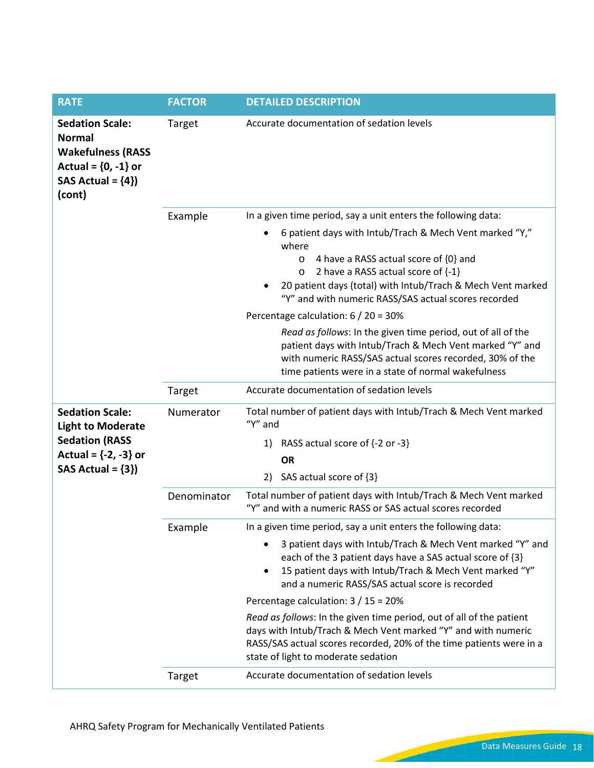| RATE | FACTOR | DETAILED DESCRIPTION |
|---|---|---|
| **Sedation Scale: Normal Wakefulness (RASS Actual = {0, -1} or SAS Actual = {4}) (cont)** | Target | Accurate documentation of sedation levels |
| | Example | In a given time period, say a unit enters the following data:<br>• 6 patient days with Intub/Trach & Mech Vent marked "Y," where<br>  o 4 have a RASS actual score of {0} and<br>  o 2 have a RASS actual score of {-1}<br>• 20 patient days (total) with Intub/Trach & Mech Vent marked "Y" and with numeric RASS/SAS actual scores recorded<br>Percentage calculation: 6 / 20 = 30%<br>*Read as follows*: In the given time period, out of all of the patient days with Intub/Trach & Mech Vent marked "Y" and with numeric RASS/SAS actual scores recorded, 30% of the time patients were in a state of normal wakefulness |
| | Target | Accurate documentation of sedation levels |
| **Sedation Scale: Light to Moderate Sedation (RASS Actual = {-2, -3} or SAS Actual = {3})** | Numerator | Total number of patient days with Intub/Trach & Mech Vent marked "Y" and<br>1) RASS actual score of {-2 or -3}<br>**OR**<br>2) SAS actual score of {3} |
| | Denominator | Total number of patient days with Intub/Trach & Mech Vent marked "Y" and with a numeric RASS or SAS actual scores recorded |
| | Example | In a given time period, say a unit enters the following data:<br>• 3 patient days with Intub/Trach & Mech Vent marked "Y" and each of the 3 patient days have a SAS actual score of {3}<br>• 15 patient days with Intub/Trach & Mech Vent marked "Y" and a numeric RASS/SAS actual score is recorded<br>Percentage calculation: 3 / 15 = 20%<br>*Read as follows*: In the given time period, out of all of the patient days with Intub/Trach & Mech Vent marked "Y" and with numeric RASS/SAS actual scores recorded, 20% of the time patients were in a state of light to moderate sedation |
| | Target | Accurate documentation of sedation levels |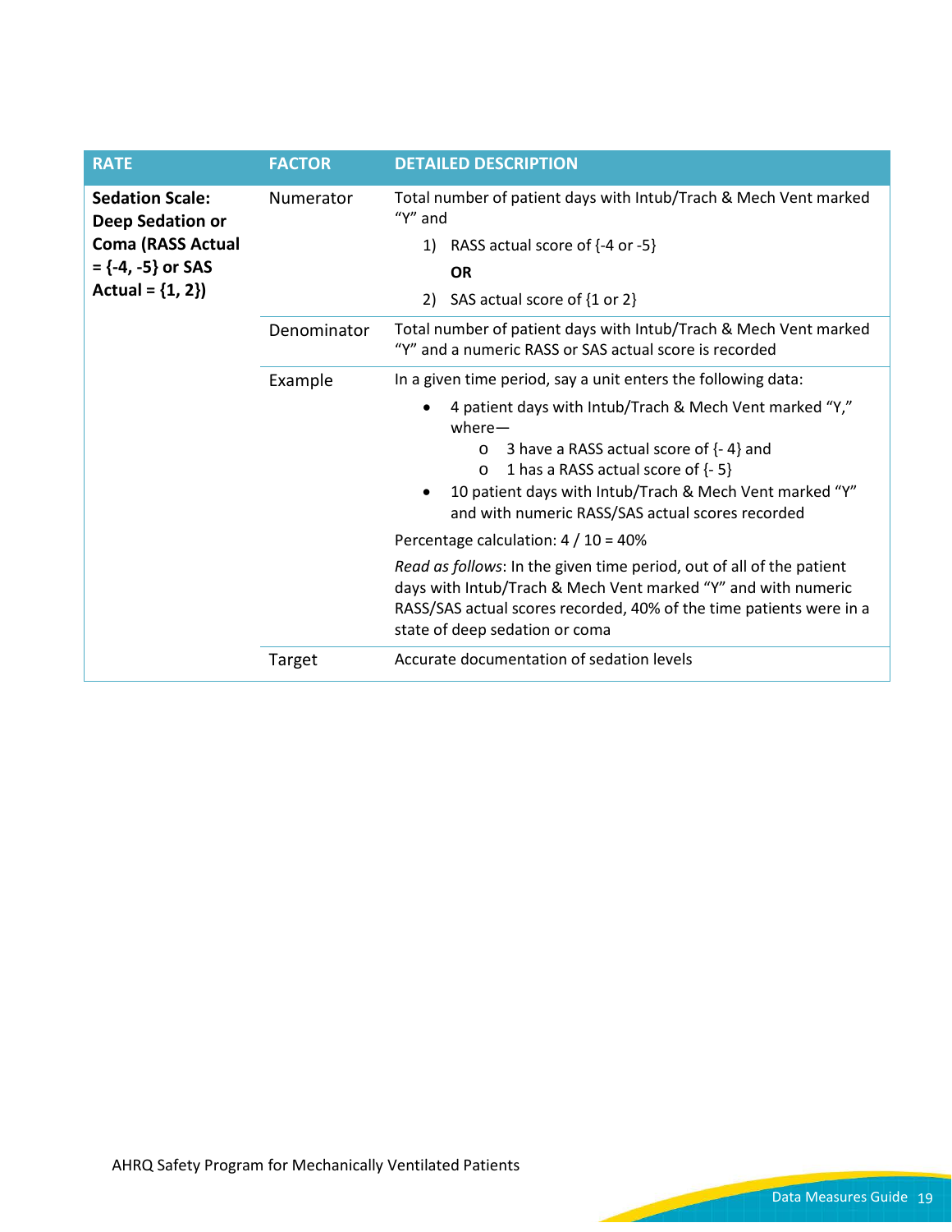| RATE | FACTOR | DETAILED DESCRIPTION |
|---|---|---|
| **Sedation Scale: Deep Sedation or Coma (RASS Actual = {-4, -5} or SAS Actual = {1, 2})** | Numerator | Total number of patient days with Intub/Trach & Mech Vent marked "Y" and<br>1) RASS actual score of {-4 or -5}<br>**OR**<br>2) SAS actual score of {1 or 2} |
| | Denominator | Total number of patient days with Intub/Trach & Mech Vent marked "Y" and a numeric RASS or SAS actual score is recorded |
| | Example | In a given time period, say a unit enters the following data:<br>• 4 patient days with Intub/Trach & Mech Vent marked "Y," where—<br>  o 3 have a RASS actual score of {- 4} and<br>  o 1 has a RASS actual score of {- 5}<br>• 10 patient days with Intub/Trach & Mech Vent marked "Y" and with numeric RASS/SAS actual scores recorded<br>Percentage calculation: 4 / 10 = 40%<br>*Read as follows*: In the given time period, out of all of the patient days with Intub/Trach & Mech Vent marked "Y" and with numeric RASS/SAS actual scores recorded, 40% of the time patients were in a state of deep sedation or coma |
| | Target | Accurate documentation of sedation levels |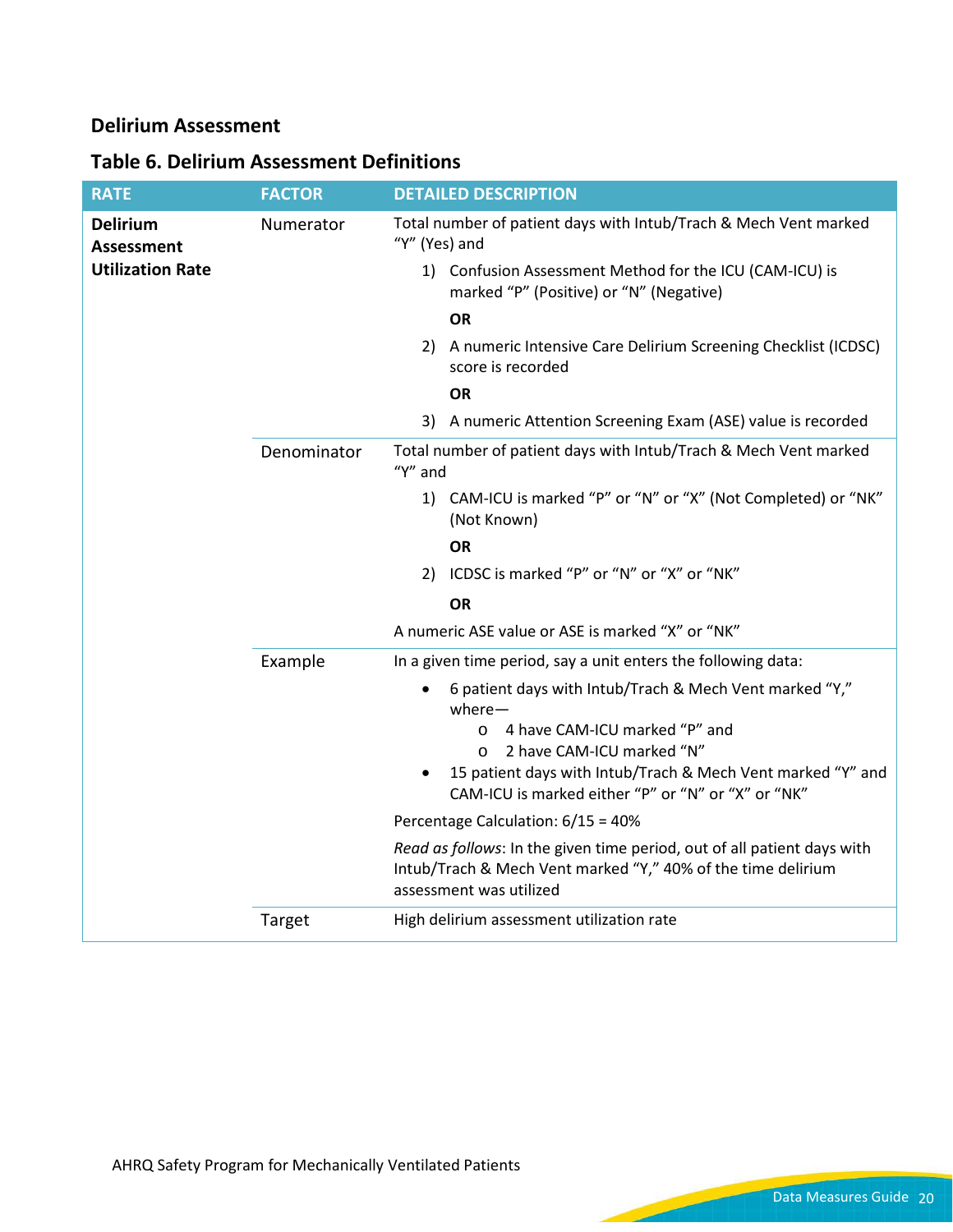## Delirium Assessment

### Table 6. Delirium Assessment Definitions

| RATE | FACTOR | DETAILED DESCRIPTION |
|---|---|---|
| **Delirium Assessment Utilization Rate** | Numerator | Total number of patient days with Intub/Trach & Mech Vent marked "Y" (Yes) and<br>1) Confusion Assessment Method for the ICU (CAM-ICU) is marked "P" (Positive) or "N" (Negative)<br>**OR**<br>2) A numeric Intensive Care Delirium Screening Checklist (ICDSC) score is recorded<br>**OR**<br>3) A numeric Attention Screening Exam (ASE) value is recorded |
| | Denominator | Total number of patient days with Intub/Trach & Mech Vent marked "Y" and<br>1) CAM-ICU is marked "P" or "N" or "X" (Not Completed) or "NK" (Not Known)<br>**OR**<br>2) ICDSC is marked "P" or "N" or "X" or "NK"<br>**OR**<br>A numeric ASE value or ASE is marked "X" or "NK" |
| | Example | In a given time period, say a unit enters the following data:<br>• 6 patient days with Intub/Trach & Mech Vent marked "Y," where—<br>  o 4 have CAM-ICU marked "P" and<br>  o 2 have CAM-ICU marked "N"<br>• 15 patient days with Intub/Trach & Mech Vent marked "Y" and CAM-ICU is marked either "P" or "N" or "X" or "NK"<br>Percentage Calculation: 6/15 = 40%<br>*Read as follows*: In the given time period, out of all patient days with Intub/Trach & Mech Vent marked "Y," 40% of the time delirium assessment was utilized |
| | Target | High delirium assessment utilization rate |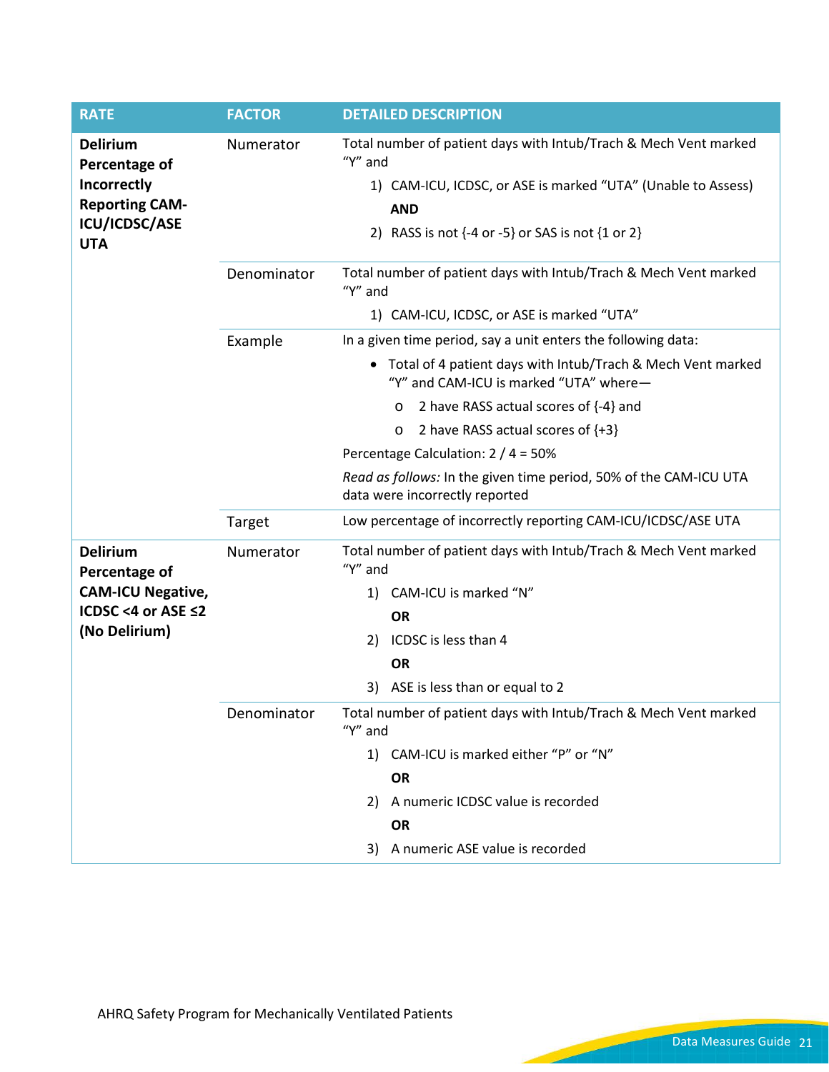| RATE | FACTOR | DETAILED DESCRIPTION |
|---|---|---|
| **Delirium Percentage of Incorrectly Reporting CAM-ICU/ICDSC/ASE UTA** | Numerator | Total number of patient days with Intub/Trach & Mech Vent marked "Y" and<br>1) CAM-ICU, ICDSC, or ASE is marked "UTA" (Unable to Assess)<br>**AND**<br>2) RASS is not {-4 or -5} or SAS is not {1 or 2} |
| | Denominator | Total number of patient days with Intub/Trach & Mech Vent marked "Y" and<br>1) CAM-ICU, ICDSC, or ASE is marked "UTA" |
| | Example | In a given time period, say a unit enters the following data:<br>• Total of 4 patient days with Intub/Trach & Mech Vent marked "Y" and CAM-ICU is marked "UTA" where—<br>o 2 have RASS actual scores of {-4} and<br>o 2 have RASS actual scores of {+3}<br>Percentage Calculation: 2 / 4 = 50%<br>*Read as follows:* In the given time period, 50% of the CAM-ICU UTA data were incorrectly reported |
| | Target | Low percentage of incorrectly reporting CAM-ICU/ICDSC/ASE UTA |
| **Delirium Percentage of CAM-ICU Negative, ICDSC <4 or ASE ≤2 (No Delirium)** | Numerator | Total number of patient days with Intub/Trach & Mech Vent marked "Y" and<br>1) CAM-ICU is marked "N"<br>**OR**<br>2) ICDSC is less than 4<br>**OR**<br>3) ASE is less than or equal to 2 |
| | Denominator | Total number of patient days with Intub/Trach & Mech Vent marked "Y" and<br>1) CAM-ICU is marked either "P" or "N"<br>**OR**<br>2) A numeric ICDSC value is recorded<br>**OR**<br>3) A numeric ASE value is recorded |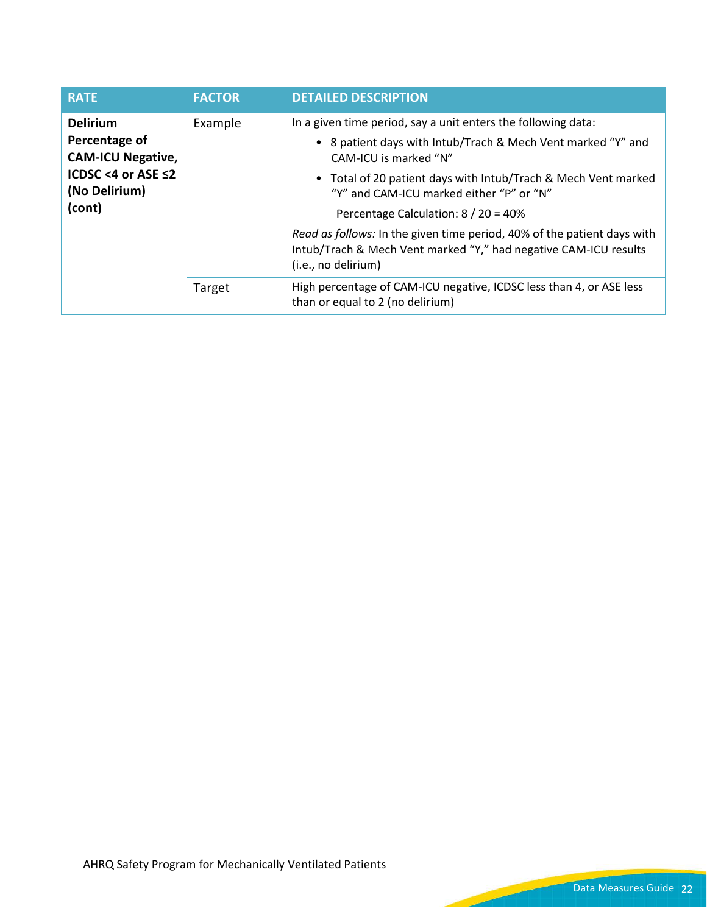| RATE | FACTOR | DETAILED DESCRIPTION |
|---|---|---|
| **Delirium Percentage of CAM-ICU Negative, ICDSC <4 or ASE ≤2 (No Delirium) (cont)** | Example | In a given time period, say a unit enters the following data:<br>• 8 patient days with Intub/Trach & Mech Vent marked "Y" and CAM-ICU is marked "N"<br>• Total of 20 patient days with Intub/Trach & Mech Vent marked "Y" and CAM-ICU marked either "P" or "N"<br>Percentage Calculation: 8 / 20 = 40%<br>*Read as follows:* In the given time period, 40% of the patient days with Intub/Trach & Mech Vent marked "Y," had negative CAM-ICU results (i.e., no delirium) |
| | Target | High percentage of CAM-ICU negative, ICDSC less than 4, or ASE less than or equal to 2 (no delirium) |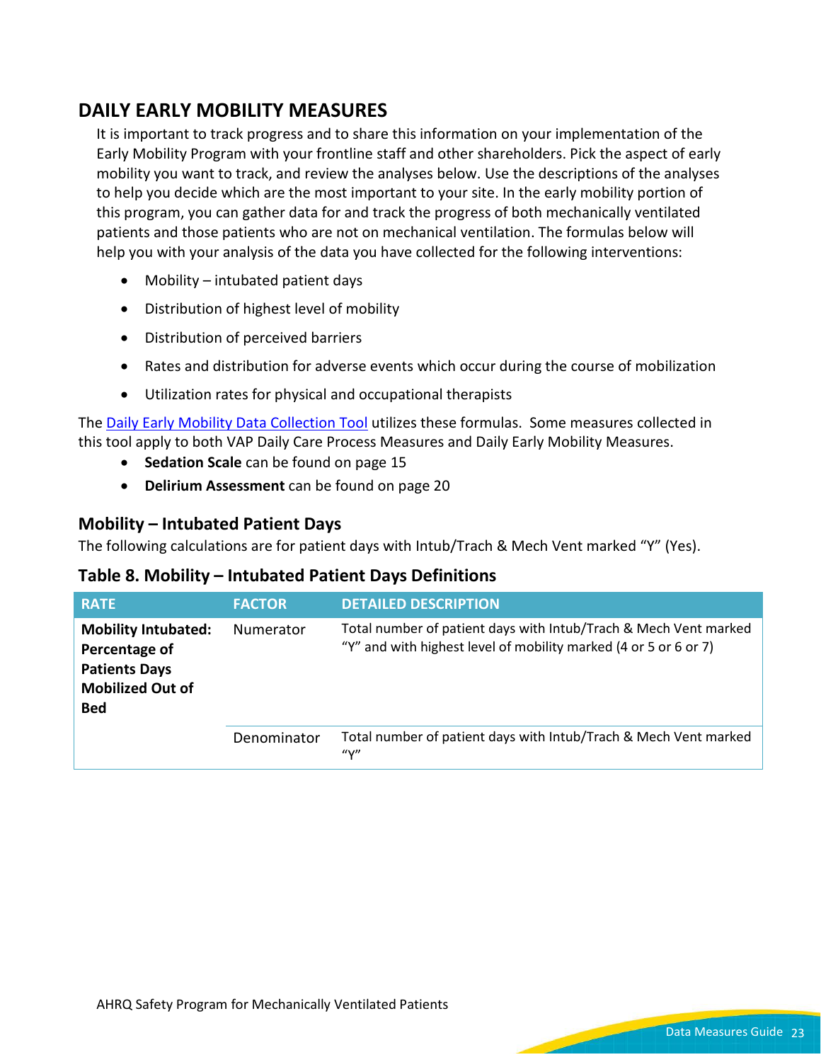## DAILY EARLY MOBILITY MEASURES

It is important to track progress and to share this information on your implementation of the Early Mobility Program with your frontline staff and other shareholders. Pick the aspect of early mobility you want to track, and review the analyses below. Use the descriptions of the analyses to help you decide which are the most important to your site. In the early mobility portion of this program, you can gather data for and track the progress of both mechanically ventilated patients and those patients who are not on mechanical ventilation. The formulas below will help you with your analysis of the data you have collected for the following interventions:

- Mobility – intubated patient days
- Distribution of highest level of mobility
- Distribution of perceived barriers
- Rates and distribution for adverse events which occur during the course of mobilization
- Utilization rates for physical and occupational therapists

The Daily Early Mobility Data Collection Tool utilizes these formulas. Some measures collected in this tool apply to both VAP Daily Care Process Measures and Daily Early Mobility Measures.

- **Sedation Scale** can be found on page 15
- **Delirium Assessment** can be found on page 20

### Mobility – Intubated Patient Days

The following calculations are for patient days with Intub/Trach & Mech Vent marked "Y" (Yes).

#### Table 8. Mobility – Intubated Patient Days Definitions

| RATE | FACTOR | DETAILED DESCRIPTION |
|---|---|---|
| **Mobility Intubated: Percentage of Patients Days Mobilized Out of Bed** | Numerator | Total number of patient days with Intub/Trach & Mech Vent marked "Y" and with highest level of mobility marked (4 or 5 or 6 or 7) |
| | Denominator | Total number of patient days with Intub/Trach & Mech Vent marked "Y" |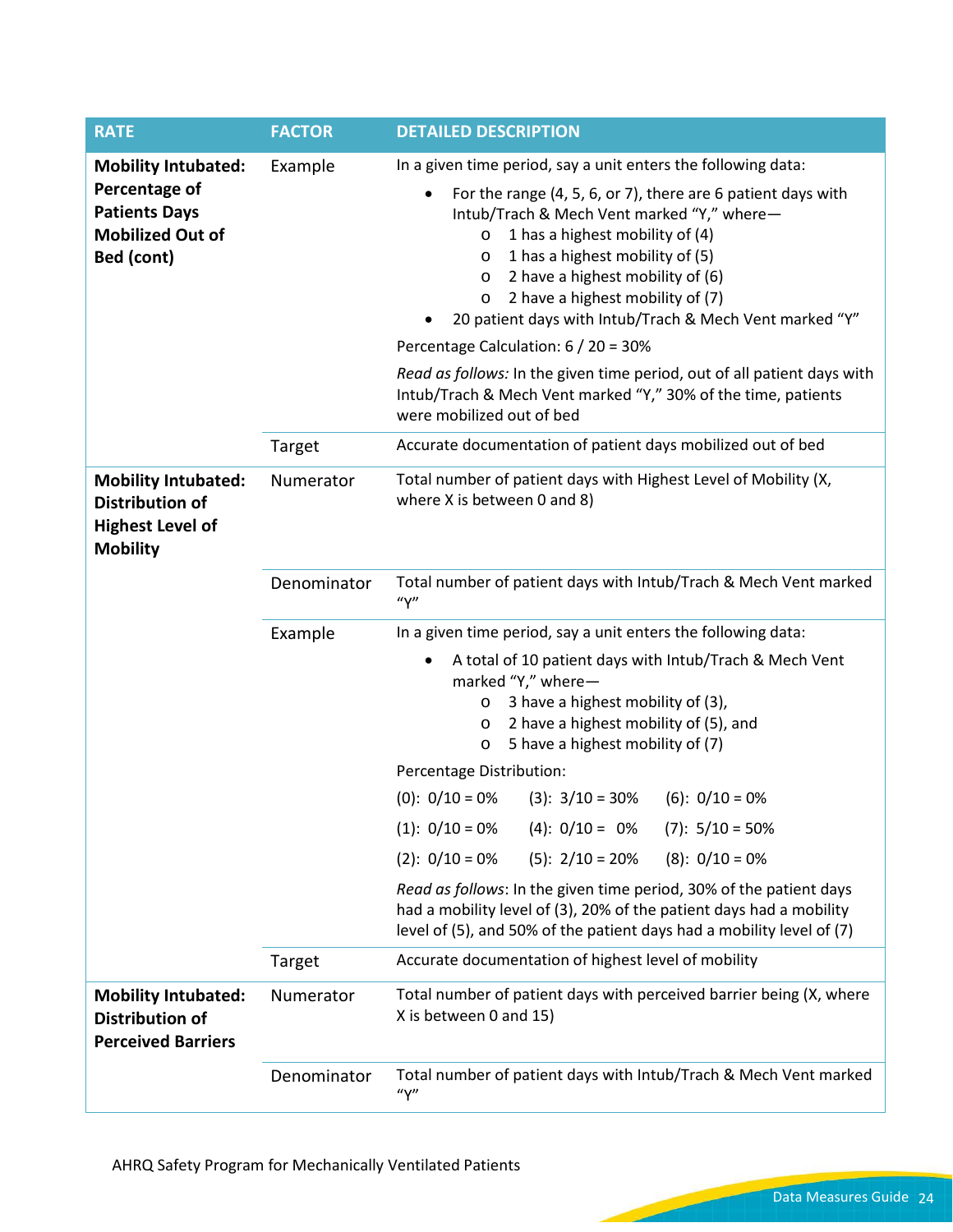| RATE | FACTOR | DETAILED DESCRIPTION |
|---|---|---|
| **Mobility Intubated: Percentage of Patients Days Mobilized Out of Bed (cont)** | Example | In a given time period, say a unit enters the following data:<br>• For the range (4, 5, 6, or 7), there are 6 patient days with Intub/Trach & Mech Vent marked "Y," where—<br>  o 1 has a highest mobility of (4)<br>  o 1 has a highest mobility of (5)<br>  o 2 have a highest mobility of (6)<br>  o 2 have a highest mobility of (7)<br>• 20 patient days with Intub/Trach & Mech Vent marked "Y"<br>Percentage Calculation: 6 / 20 = 30%<br>*Read as follows:* In the given time period, out of all patient days with Intub/Trach & Mech Vent marked "Y," 30% of the time, patients were mobilized out of bed |
| | Target | Accurate documentation of patient days mobilized out of bed |
| **Mobility Intubated: Distribution of Highest Level of Mobility** | Numerator | Total number of patient days with Highest Level of Mobility (X, where X is between 0 and 8) |
| | Denominator | Total number of patient days with Intub/Trach & Mech Vent marked "Y" |
| | Example | In a given time period, say a unit enters the following data:<br>• A total of 10 patient days with Intub/Trach & Mech Vent marked "Y," where—<br>  o 3 have a highest mobility of (3),<br>  o 2 have a highest mobility of (5), and<br>  o 5 have a highest mobility of (7)<br>Percentage Distribution:<br>(0): 0/10 = 0%  (3): 3/10 = 30%  (6): 0/10 = 0%<br>(1): 0/10 = 0%  (4): 0/10 = 0%  (7): 5/10 = 50%<br>(2): 0/10 = 0%  (5): 2/10 = 20%  (8): 0/10 = 0%<br>*Read as follows*: In the given time period, 30% of the patient days had a mobility level of (3), 20% of the patient days had a mobility level of (5), and 50% of the patient days had a mobility level of (7) |
| | Target | Accurate documentation of highest level of mobility |
| **Mobility Intubated: Distribution of Perceived Barriers** | Numerator | Total number of patient days with perceived barrier being (X, where X is between 0 and 15) |
| | Denominator | Total number of patient days with Intub/Trach & Mech Vent marked "Y" |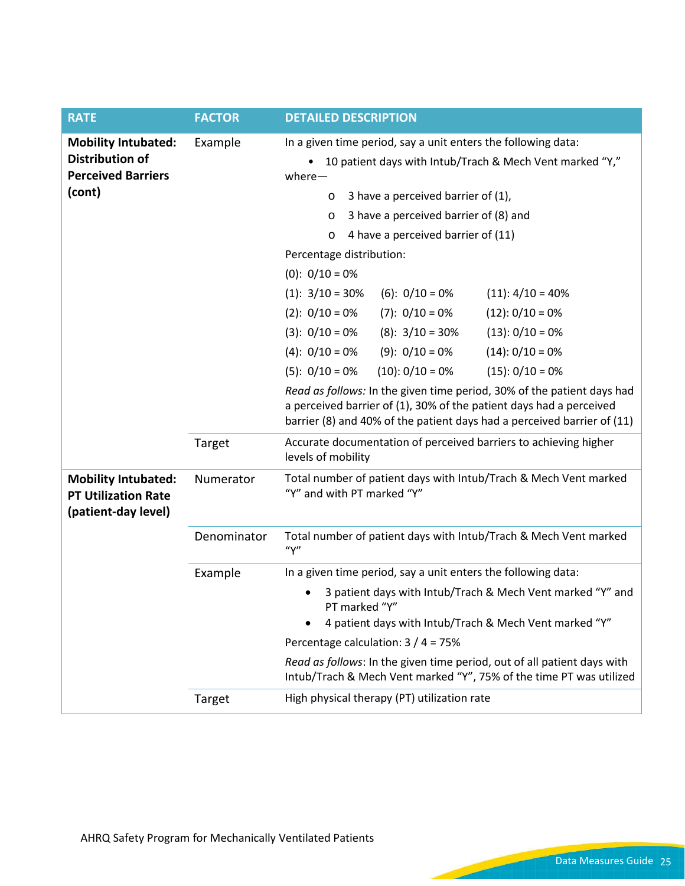| RATE | FACTOR | DETAILED DESCRIPTION |
|---|---|---|
| **Mobility Intubated: Distribution of Perceived Barriers (cont)** | Example | In a given time period, say a unit enters the following data:<br>• 10 patient days with Intub/Trach & Mech Vent marked "Y," where—<br>o 3 have a perceived barrier of (1),<br>o 3 have a perceived barrier of (8) and<br>o 4 have a perceived barrier of (11)<br>Percentage distribution:<br>(0): 0/10 = 0%<br>(1): 3/10 = 30% (6): 0/10 = 0% (11): 4/10 = 40%<br>(2): 0/10 = 0% (7): 0/10 = 0% (12): 0/10 = 0%<br>(3): 0/10 = 0% (8): 3/10 = 30% (13): 0/10 = 0%<br>(4): 0/10 = 0% (9): 0/10 = 0% (14): 0/10 = 0%<br>(5): 0/10 = 0% (10): 0/10 = 0% (15): 0/10 = 0%<br>*Read as follows:* In the given time period, 30% of the patient days had a perceived barrier of (1), 30% of the patient days had a perceived barrier (8) and 40% of the patient days had a perceived barrier of (11) |
| | Target | Accurate documentation of perceived barriers to achieving higher levels of mobility |
| **Mobility Intubated: PT Utilization Rate (patient-day level)** | Numerator | Total number of patient days with Intub/Trach & Mech Vent marked "Y" and with PT marked "Y" |
| | Denominator | Total number of patient days with Intub/Trach & Mech Vent marked "Y" |
| | Example | In a given time period, say a unit enters the following data:<br>• 3 patient days with Intub/Trach & Mech Vent marked "Y" and PT marked "Y"<br>• 4 patient days with Intub/Trach & Mech Vent marked "Y"<br>Percentage calculation: 3 / 4 = 75%<br>*Read as follows*: In the given time period, out of all patient days with Intub/Trach & Mech Vent marked "Y", 75% of the time PT was utilized |
| | Target | High physical therapy (PT) utilization rate |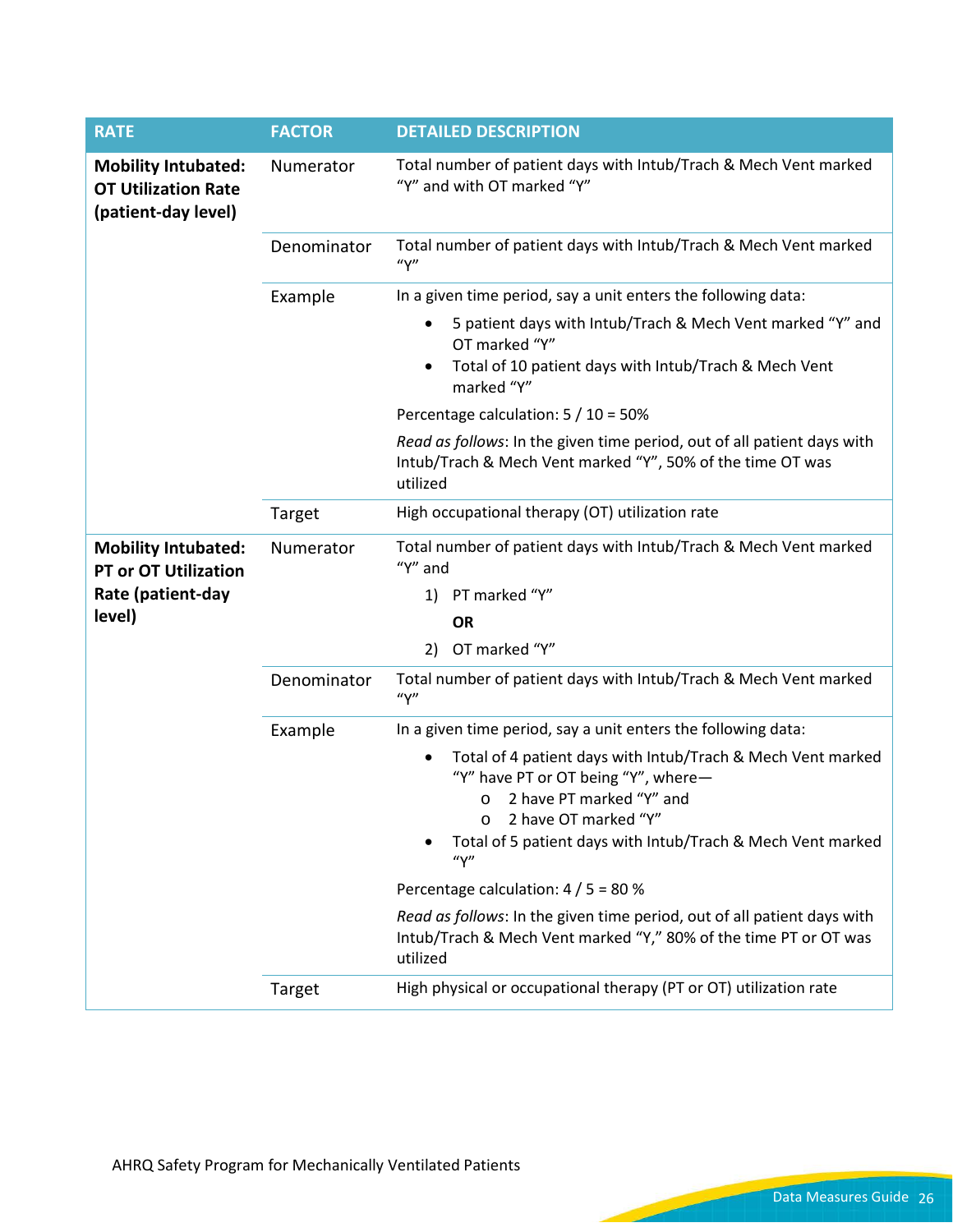| RATE | FACTOR | DETAILED DESCRIPTION |
|---|---|---|
| **Mobility Intubated: OT Utilization Rate (patient-day level)** | Numerator | Total number of patient days with Intub/Trach & Mech Vent marked "Y" and with OT marked "Y" |
| | Denominator | Total number of patient days with Intub/Trach & Mech Vent marked "Y" |
| | Example | In a given time period, say a unit enters the following data:<br>• 5 patient days with Intub/Trach & Mech Vent marked "Y" and OT marked "Y"<br>• Total of 10 patient days with Intub/Trach & Mech Vent marked "Y"<br>Percentage calculation: 5 / 10 = 50%<br>*Read as follows*: In the given time period, out of all patient days with Intub/Trach & Mech Vent marked "Y", 50% of the time OT was utilized |
| | Target | High occupational therapy (OT) utilization rate |
| **Mobility Intubated: PT or OT Utilization Rate (patient-day level)** | Numerator | Total number of patient days with Intub/Trach & Mech Vent marked "Y" and<br>1) PT marked "Y"<br>**OR**<br>2) OT marked "Y" |
| | Denominator | Total number of patient days with Intub/Trach & Mech Vent marked "Y" |
| | Example | In a given time period, say a unit enters the following data:<br>• Total of 4 patient days with Intub/Trach & Mech Vent marked "Y" have PT or OT being "Y", where—<br>&nbsp;&nbsp;o 2 have PT marked "Y" and<br>&nbsp;&nbsp;o 2 have OT marked "Y"<br>• Total of 5 patient days with Intub/Trach & Mech Vent marked "Y"<br>Percentage calculation: 4 / 5 = 80 %<br>*Read as follows*: In the given time period, out of all patient days with Intub/Trach & Mech Vent marked "Y," 80% of the time PT or OT was utilized |
| | Target | High physical or occupational therapy (PT or OT) utilization rate |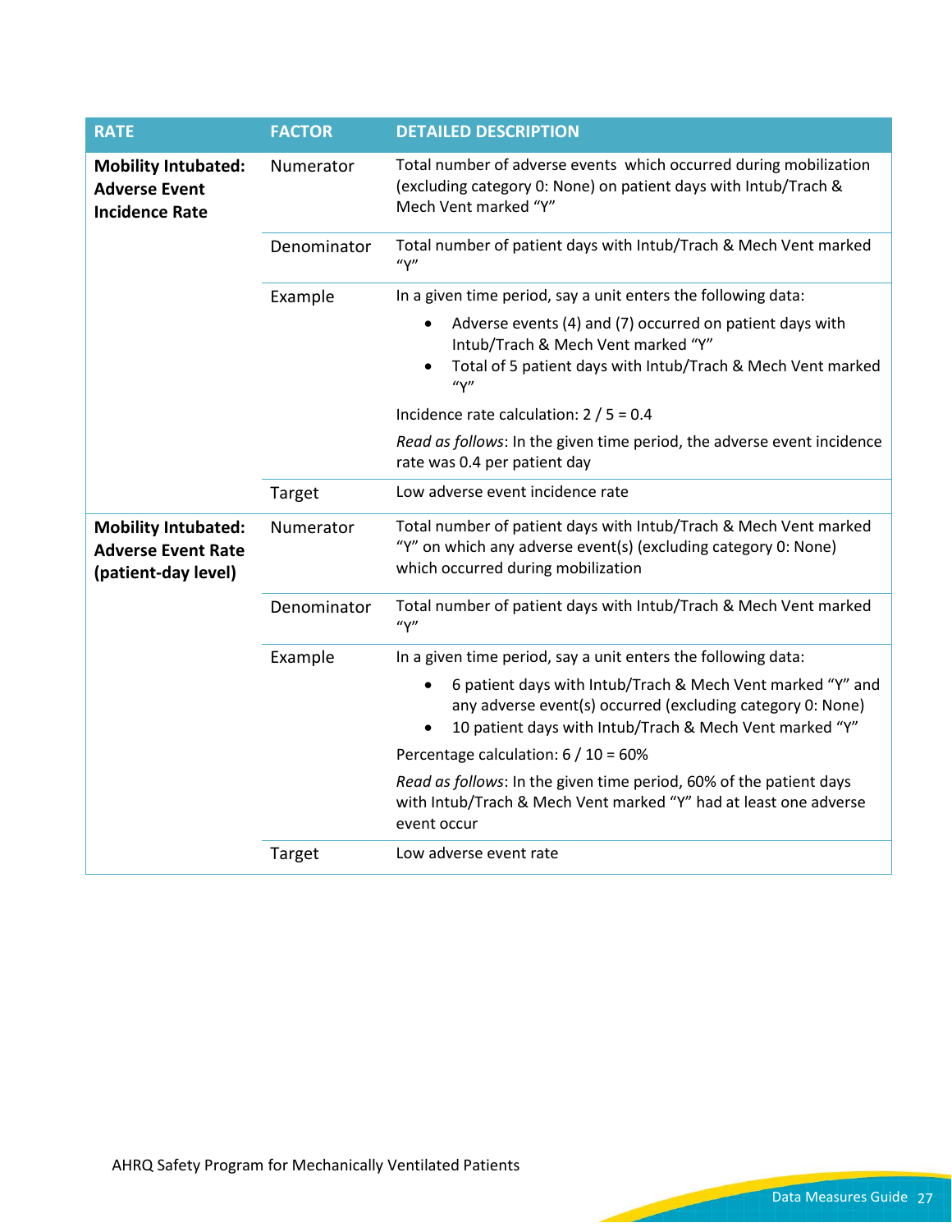| RATE | FACTOR | DETAILED DESCRIPTION |
|---|---|---|
| **Mobility Intubated: Adverse Event Incidence Rate** | Numerator | Total number of adverse events which occurred during mobilization (excluding category 0: None) on patient days with Intub/Trach & Mech Vent marked "Y" |
| | Denominator | Total number of patient days with Intub/Trach & Mech Vent marked "Y" |
| | Example | In a given time period, say a unit enters the following data:<br>• Adverse events (4) and (7) occurred on patient days with Intub/Trach & Mech Vent marked "Y"<br>• Total of 5 patient days with Intub/Trach & Mech Vent marked "Y"<br>Incidence rate calculation: 2 / 5 = 0.4<br>*Read as follows*: In the given time period, the adverse event incidence rate was 0.4 per patient day |
| | Target | Low adverse event incidence rate |
| **Mobility Intubated: Adverse Event Rate (patient-day level)** | Numerator | Total number of patient days with Intub/Trach & Mech Vent marked "Y" on which any adverse event(s) (excluding category 0: None) which occurred during mobilization |
| | Denominator | Total number of patient days with Intub/Trach & Mech Vent marked "Y" |
| | Example | In a given time period, say a unit enters the following data:<br>• 6 patient days with Intub/Trach & Mech Vent marked "Y" and any adverse event(s) occurred (excluding category 0: None)<br>• 10 patient days with Intub/Trach & Mech Vent marked "Y"<br>Percentage calculation: 6 / 10 = 60%<br>*Read as follows*: In the given time period, 60% of the patient days with Intub/Trach & Mech Vent marked "Y" had at least one adverse event occur |
| | Target | Low adverse event rate |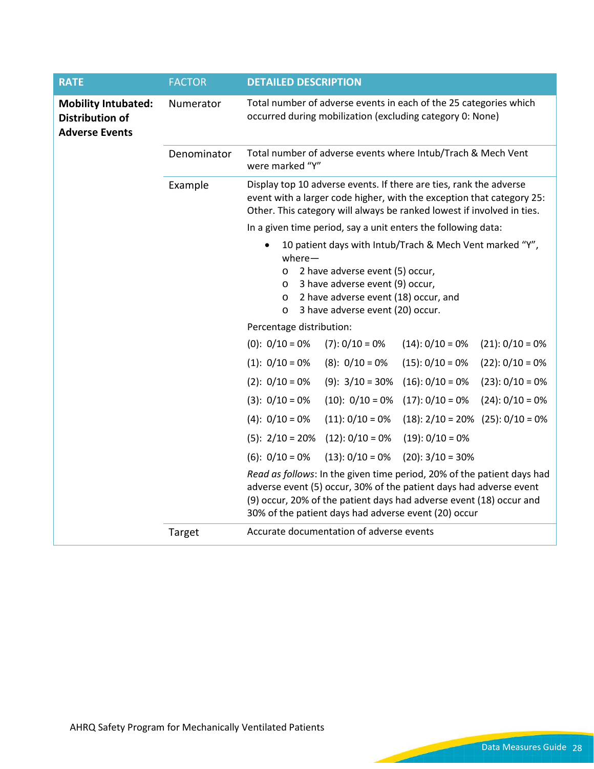| RATE | FACTOR | DETAILED DESCRIPTION |
|---|---|---|
| **Mobility Intubated: Distribution of Adverse Events** | Numerator | Total number of adverse events in each of the 25 categories which occurred during mobilization (excluding category 0: None) |
| | Denominator | Total number of adverse events where Intub/Trach & Mech Vent were marked "Y" |
| | Example | Display top 10 adverse events. If there are ties, rank the adverse event with a larger code higher, with the exception that category 25: Other. This category will always be ranked lowest if involved in ties.<br><br>In a given time period, say a unit enters the following data:<br><br>• 10 patient days with Intub/Trach & Mech Vent marked "Y", where—<br>&nbsp;&nbsp;&nbsp;&nbsp;o 2 have adverse event (5) occur,<br>&nbsp;&nbsp;&nbsp;&nbsp;o 3 have adverse event (9) occur,<br>&nbsp;&nbsp;&nbsp;&nbsp;o 2 have adverse event (18) occur, and<br>&nbsp;&nbsp;&nbsp;&nbsp;o 3 have adverse event (20) occur.<br><br>Percentage distribution:<br><br>(0): 0/10 = 0% &nbsp; (7): 0/10 = 0% &nbsp; (14): 0/10 = 0% &nbsp; (21): 0/10 = 0%<br>(1): 0/10 = 0% &nbsp; (8): 0/10 = 0% &nbsp; (15): 0/10 = 0% &nbsp; (22): 0/10 = 0%<br>(2): 0/10 = 0% &nbsp; (9): 3/10 = 30% &nbsp; (16): 0/10 = 0% &nbsp; (23): 0/10 = 0%<br>(3): 0/10 = 0% &nbsp; (10): 0/10 = 0% &nbsp; (17): 0/10 = 0% &nbsp; (24): 0/10 = 0%<br>(4): 0/10 = 0% &nbsp; (11): 0/10 = 0% &nbsp; (18): 2/10 = 20% &nbsp; (25): 0/10 = 0%<br>(5): 2/10 = 20% &nbsp; (12): 0/10 = 0% &nbsp; (19): 0/10 = 0%<br>(6): 0/10 = 0% &nbsp; (13): 0/10 = 0% &nbsp; (20): 3/10 = 30%<br><br>*Read as follows*: In the given time period, 20% of the patient days had adverse event (5) occur, 30% of the patient days had adverse event (9) occur, 20% of the patient days had adverse event (18) occur and 30% of the patient days had adverse event (20) occur |
| | Target | Accurate documentation of adverse events |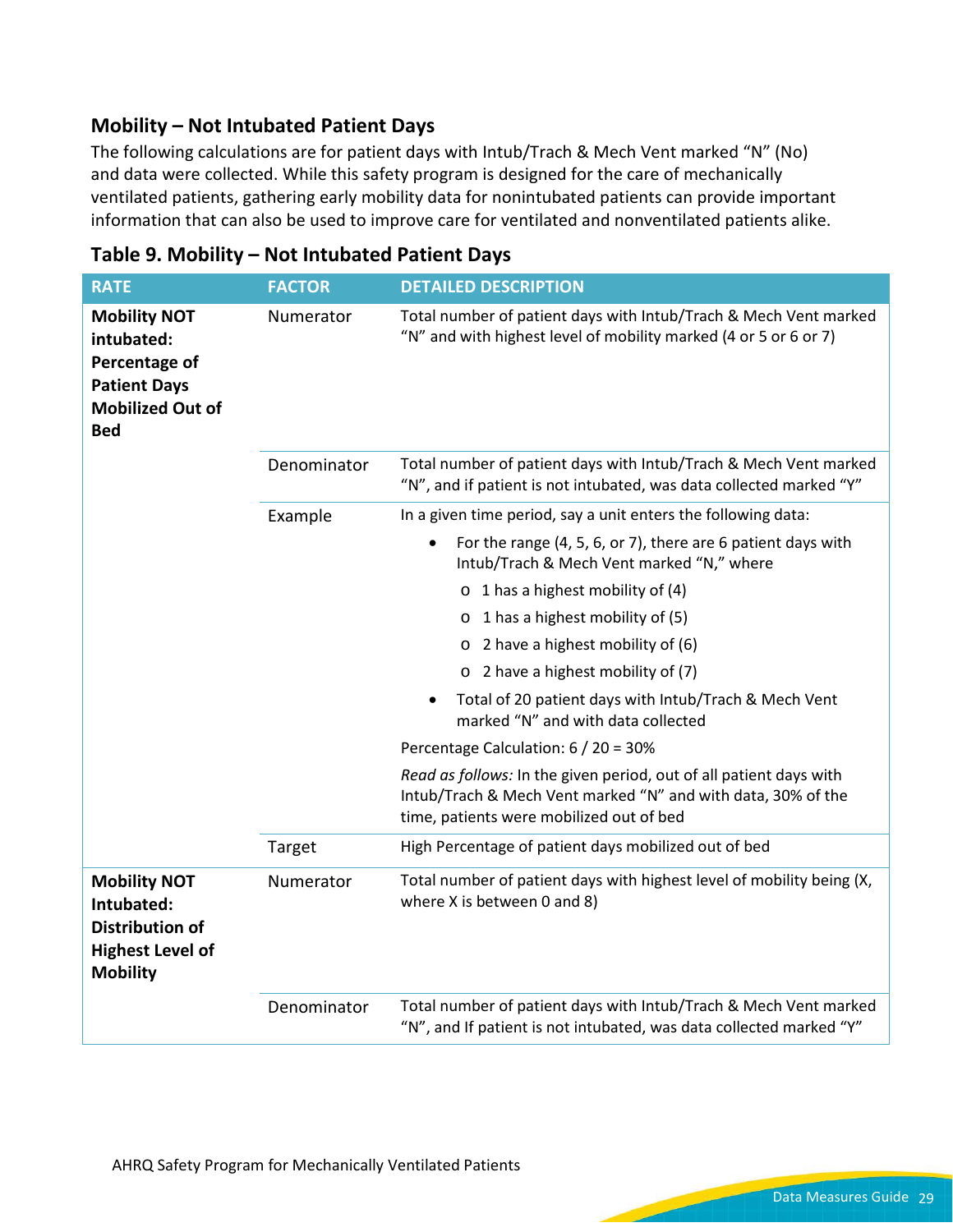## Mobility – Not Intubated Patient Days

The following calculations are for patient days with Intub/Trach & Mech Vent marked "N" (No) and data were collected. While this safety program is designed for the care of mechanically ventilated patients, gathering early mobility data for nonintubated patients can provide important information that can also be used to improve care for ventilated and nonventilated patients alike.

### Table 9. Mobility – Not Intubated Patient Days

| RATE | FACTOR | DETAILED DESCRIPTION |
|---|---|---|
| **Mobility NOT intubated: Percentage of Patient Days Mobilized Out of Bed** | Numerator | Total number of patient days with Intub/Trach & Mech Vent marked "N" and with highest level of mobility marked (4 or 5 or 6 or 7) |
| | Denominator | Total number of patient days with Intub/Trach & Mech Vent marked "N", and if patient is not intubated, was data collected marked "Y" |
| | Example | In a given time period, say a unit enters the following data:<br>• For the range (4, 5, 6, or 7), there are 6 patient days with Intub/Trach & Mech Vent marked "N," where<br>  o 1 has a highest mobility of (4)<br>  o 1 has a highest mobility of (5)<br>  o 2 have a highest mobility of (6)<br>  o 2 have a highest mobility of (7)<br>• Total of 20 patient days with Intub/Trach & Mech Vent marked "N" and with data collected<br>Percentage Calculation: 6 / 20 = 30%<br>*Read as follows:* In the given period, out of all patient days with Intub/Trach & Mech Vent marked "N" and with data, 30% of the time, patients were mobilized out of bed |
| | Target | High Percentage of patient days mobilized out of bed |
| **Mobility NOT Intubated: Distribution of Highest Level of Mobility** | Numerator | Total number of patient days with highest level of mobility being (X, where X is between 0 and 8) |
| | Denominator | Total number of patient days with Intub/Trach & Mech Vent marked "N", and If patient is not intubated, was data collected marked "Y" |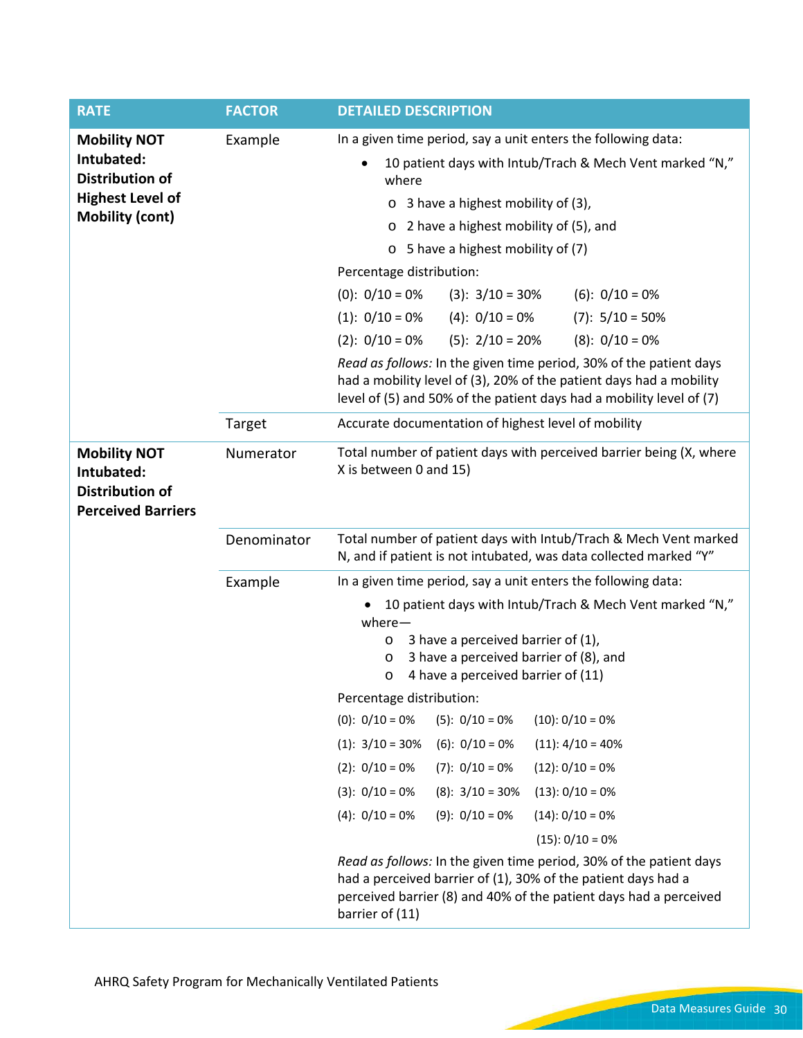| RATE | FACTOR | DETAILED DESCRIPTION |
|---|---|---|
| **Mobility NOT Intubated: Distribution of Highest Level of Mobility (cont)** | Example | In a given time period, say a unit enters the following data:<br>• 10 patient days with Intub/Trach & Mech Vent marked "N," where<br>  o 3 have a highest mobility of (3),<br>  o 2 have a highest mobility of (5), and<br>  o 5 have a highest mobility of (7)<br>Percentage distribution:<br>(0): 0/10 = 0%  (3): 3/10 = 30%  (6): 0/10 = 0%<br>(1): 0/10 = 0%  (4): 0/10 = 0%  (7): 5/10 = 50%<br>(2): 0/10 = 0%  (5): 2/10 = 20%  (8): 0/10 = 0%<br>*Read as follows:* In the given time period, 30% of the patient days had a mobility level of (3), 20% of the patient days had a mobility level of (5) and 50% of the patient days had a mobility level of (7) |
| | Target | Accurate documentation of highest level of mobility |
| **Mobility NOT Intubated: Distribution of Perceived Barriers** | Numerator | Total number of patient days with perceived barrier being (X, where X is between 0 and 15) |
| | Denominator | Total number of patient days with Intub/Trach & Mech Vent marked N, and if patient is not intubated, was data collected marked "Y" |
| | Example | In a given time period, say a unit enters the following data:<br>• 10 patient days with Intub/Trach & Mech Vent marked "N," where—<br>  o 3 have a perceived barrier of (1),<br>  o 3 have a perceived barrier of (8), and<br>  o 4 have a perceived barrier of (11)<br>Percentage distribution:<br>(0): 0/10 = 0%  (5): 0/10 = 0%  (10): 0/10 = 0%<br>(1): 3/10 = 30%  (6): 0/10 = 0%  (11): 4/10 = 40%<br>(2): 0/10 = 0%  (7): 0/10 = 0%  (12): 0/10 = 0%<br>(3): 0/10 = 0%  (8): 3/10 = 30%  (13): 0/10 = 0%<br>(4): 0/10 = 0%  (9): 0/10 = 0%  (14): 0/10 = 0%<br>(15): 0/10 = 0%<br>*Read as follows:* In the given time period, 30% of the patient days had a perceived barrier of (1), 30% of the patient days had a perceived barrier (8) and 40% of the patient days had a perceived barrier of (11) |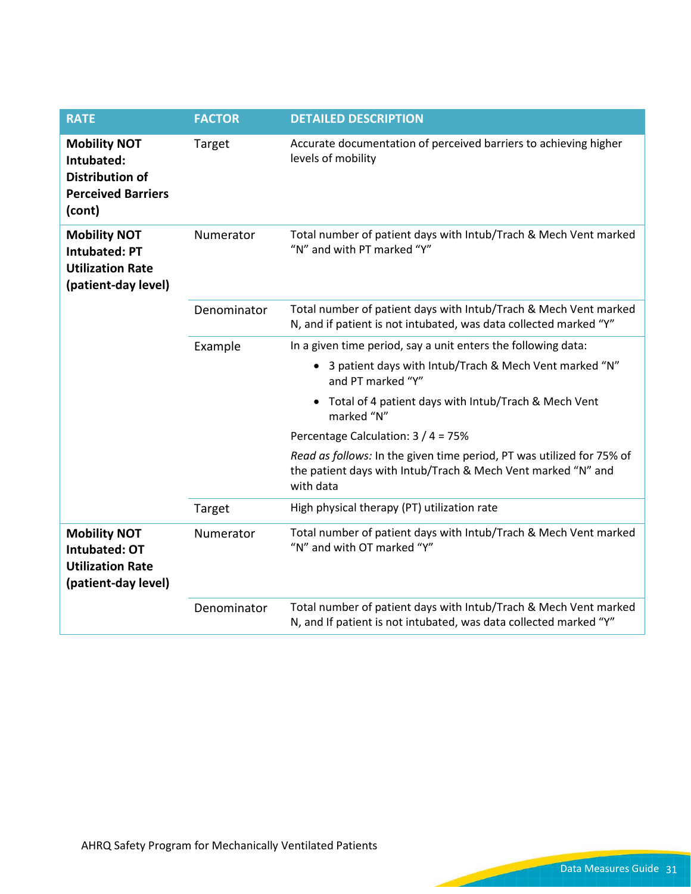| RATE | FACTOR | DETAILED DESCRIPTION |
|---|---|---|
| **Mobility NOT Intubated: Distribution of Perceived Barriers (cont)** | Target | Accurate documentation of perceived barriers to achieving higher levels of mobility |
| **Mobility NOT Intubated: PT Utilization Rate (patient-day level)** | Numerator | Total number of patient days with Intub/Trach & Mech Vent marked "N" and with PT marked "Y" |
| | Denominator | Total number of patient days with Intub/Trach & Mech Vent marked N, and if patient is not intubated, was data collected marked "Y" |
| | Example | In a given time period, say a unit enters the following data:<br>• 3 patient days with Intub/Trach & Mech Vent marked "N" and PT marked "Y"<br>• Total of 4 patient days with Intub/Trach & Mech Vent marked "N"<br>Percentage Calculation: 3 / 4 = 75%<br>*Read as follows:* In the given time period, PT was utilized for 75% of the patient days with Intub/Trach & Mech Vent marked "N" and with data |
| | Target | High physical therapy (PT) utilization rate |
| **Mobility NOT Intubated: OT Utilization Rate (patient-day level)** | Numerator | Total number of patient days with Intub/Trach & Mech Vent marked "N" and with OT marked "Y" |
| | Denominator | Total number of patient days with Intub/Trach & Mech Vent marked N, and If patient is not intubated, was data collected marked "Y" |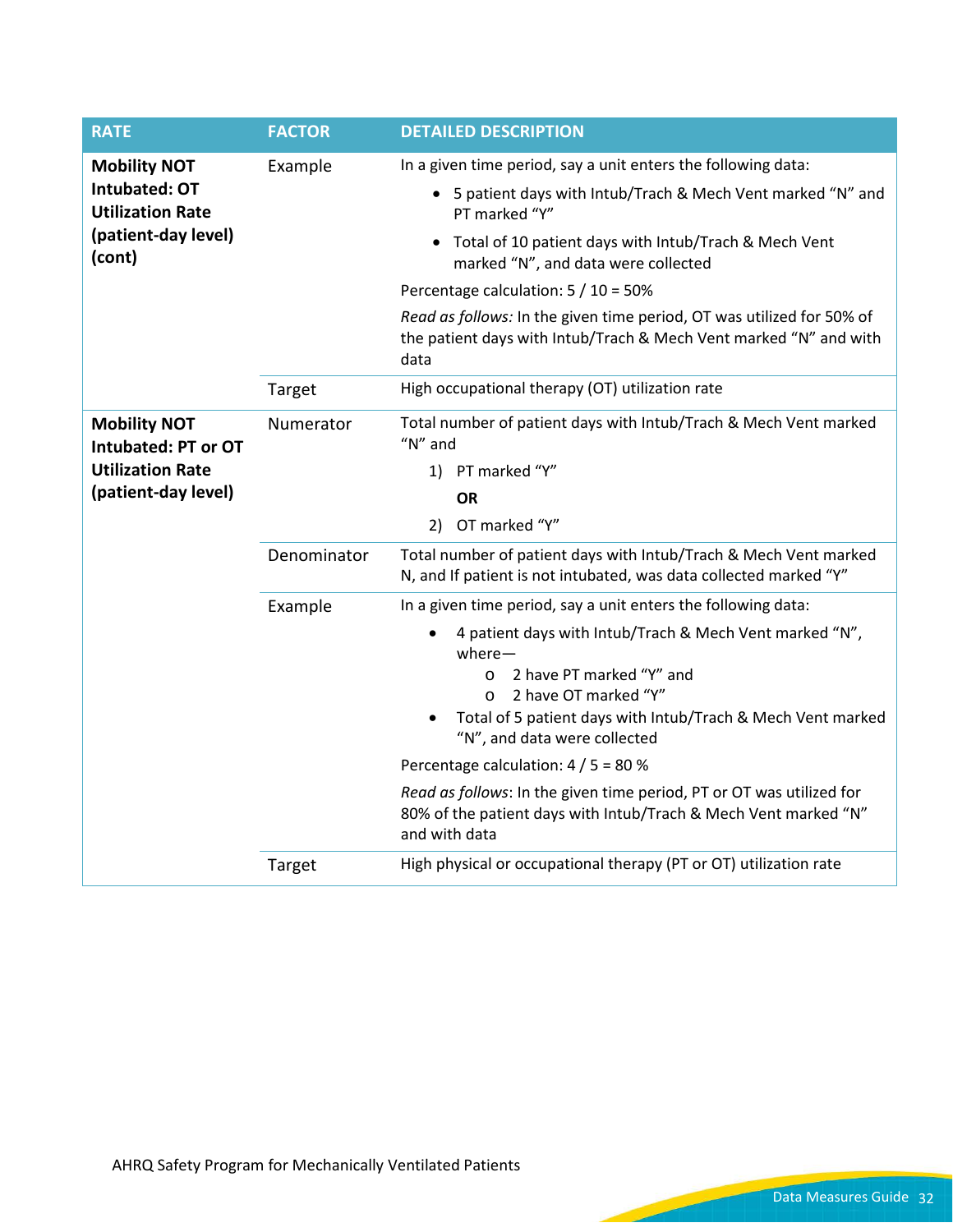| RATE | FACTOR | DETAILED DESCRIPTION |
|---|---|---|
| **Mobility NOT Intubated: OT Utilization Rate (patient-day level) (cont)** | Example | In a given time period, say a unit enters the following data:<br>• 5 patient days with Intub/Trach & Mech Vent marked "N" and PT marked "Y"<br>• Total of 10 patient days with Intub/Trach & Mech Vent marked "N", and data were collected<br>Percentage calculation: 5 / 10 = 50%<br>*Read as follows:* In the given time period, OT was utilized for 50% of the patient days with Intub/Trach & Mech Vent marked "N" and with data |
| | Target | High occupational therapy (OT) utilization rate |
| **Mobility NOT Intubated: PT or OT Utilization Rate (patient-day level)** | Numerator | Total number of patient days with Intub/Trach & Mech Vent marked "N" and<br>1) PT marked "Y"<br>**OR**<br>2) OT marked "Y" |
| | Denominator | Total number of patient days with Intub/Trach & Mech Vent marked N, and If patient is not intubated, was data collected marked "Y" |
| | Example | In a given time period, say a unit enters the following data:<br>• 4 patient days with Intub/Trach & Mech Vent marked "N", where—<br>  o 2 have PT marked "Y" and<br>  o 2 have OT marked "Y"<br>• Total of 5 patient days with Intub/Trach & Mech Vent marked "N", and data were collected<br>Percentage calculation: 4 / 5 = 80 %<br>*Read as follows*: In the given time period, PT or OT was utilized for 80% of the patient days with Intub/Trach & Mech Vent marked "N" and with data |
| | Target | High physical or occupational therapy (PT or OT) utilization rate |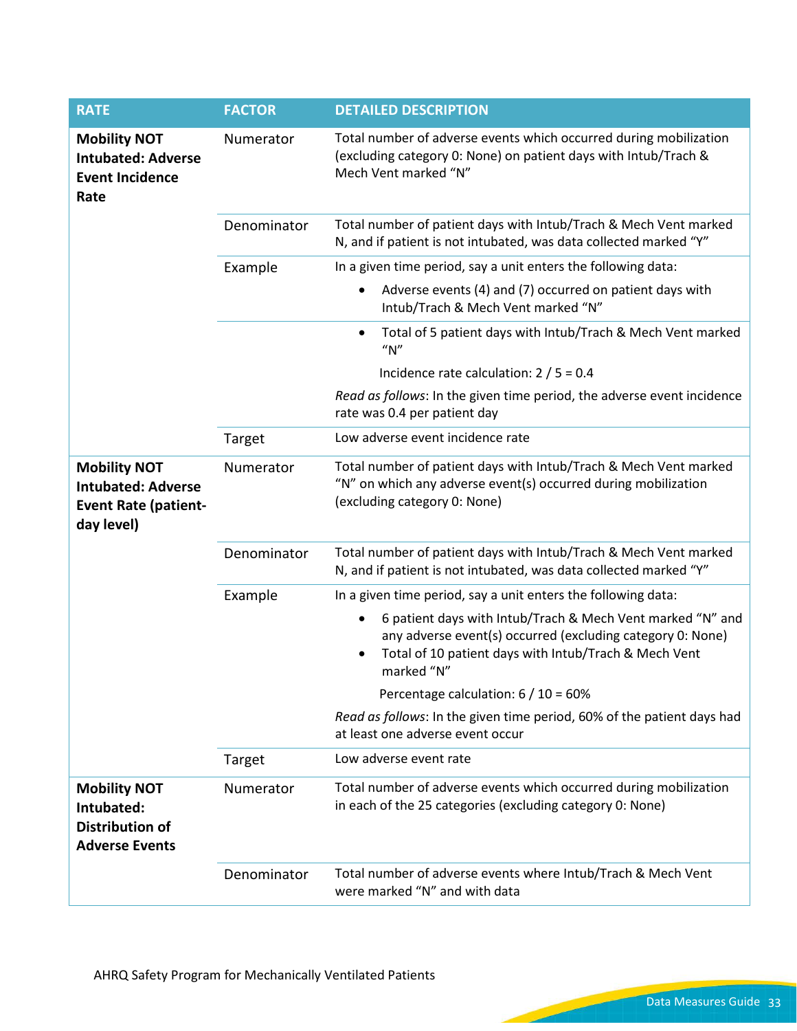| RATE | FACTOR | DETAILED DESCRIPTION |
|---|---|---|
| **Mobility NOT Intubated: Adverse Event Incidence Rate** | Numerator | Total number of adverse events which occurred during mobilization (excluding category 0: None) on patient days with Intub/Trach & Mech Vent marked "N" |
| | Denominator | Total number of patient days with Intub/Trach & Mech Vent marked N, and if patient is not intubated, was data collected marked "Y" |
| | Example | In a given time period, say a unit enters the following data: <br>• Adverse events (4) and (7) occurred on patient days with Intub/Trach & Mech Vent marked "N" |
| | | • Total of 5 patient days with Intub/Trach & Mech Vent marked "N" <br>Incidence rate calculation: 2 / 5 = 0.4 <br>*Read as follows*: In the given time period, the adverse event incidence rate was 0.4 per patient day |
| | Target | Low adverse event incidence rate |
| **Mobility NOT Intubated: Adverse Event Rate (patient-day level)** | Numerator | Total number of patient days with Intub/Trach & Mech Vent marked "N" on which any adverse event(s) occurred during mobilization (excluding category 0: None) |
| | Denominator | Total number of patient days with Intub/Trach & Mech Vent marked N, and if patient is not intubated, was data collected marked "Y" |
| | Example | In a given time period, say a unit enters the following data: <br>• 6 patient days with Intub/Trach & Mech Vent marked "N" and any adverse event(s) occurred (excluding category 0: None) <br>• Total of 10 patient days with Intub/Trach & Mech Vent marked "N" <br>Percentage calculation: 6 / 10 = 60% <br>*Read as follows*: In the given time period, 60% of the patient days had at least one adverse event occur |
| | Target | Low adverse event rate |
| **Mobility NOT Intubated: Distribution of Adverse Events** | Numerator | Total number of adverse events which occurred during mobilization in each of the 25 categories (excluding category 0: None) |
| | Denominator | Total number of adverse events where Intub/Trach & Mech Vent were marked "N" and with data |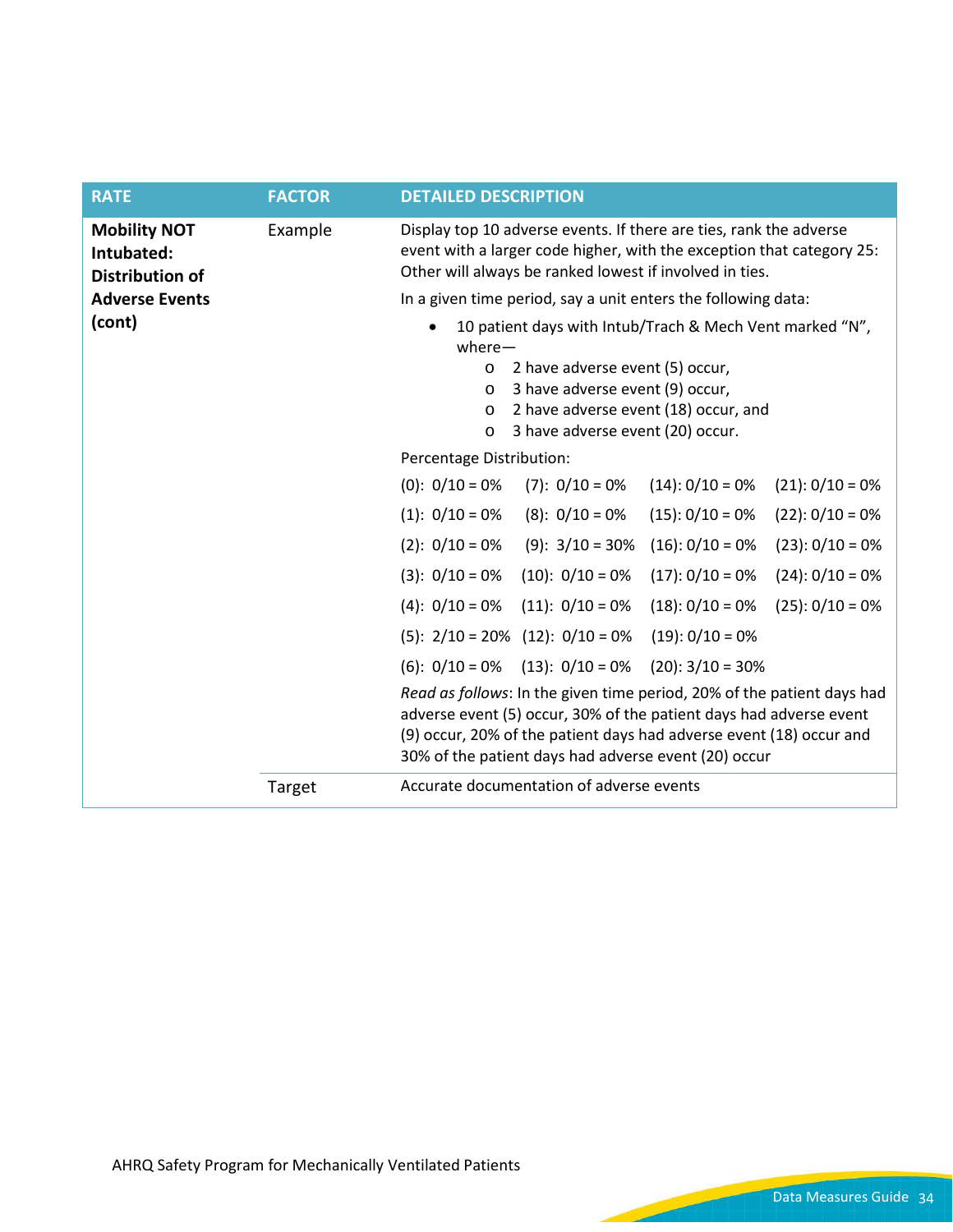| RATE | FACTOR | DETAILED DESCRIPTION |
|---|---|---|
| **Mobility NOT Intubated: Distribution of Adverse Events (cont)** | Example | Display top 10 adverse events. If there are ties, rank the adverse event with a larger code higher, with the exception that category 25: Other will always be ranked lowest if involved in ties.<br><br>In a given time period, say a unit enters the following data:<br><br>• 10 patient days with Intub/Trach & Mech Vent marked "N", where—<br>  o 2 have adverse event (5) occur,<br>  o 3 have adverse event (9) occur,<br>  o 2 have adverse event (18) occur, and<br>  o 3 have adverse event (20) occur.<br><br>Percentage Distribution:<br><br>(0): 0/10 = 0%  (7): 0/10 = 0%  (14): 0/10 = 0%  (21): 0/10 = 0%<br>(1): 0/10 = 0%  (8): 0/10 = 0%  (15): 0/10 = 0%  (22): 0/10 = 0%<br>(2): 0/10 = 0%  (9): 3/10 = 30%  (16): 0/10 = 0%  (23): 0/10 = 0%<br>(3): 0/10 = 0%  (10): 0/10 = 0%  (17): 0/10 = 0%  (24): 0/10 = 0%<br>(4): 0/10 = 0%  (11): 0/10 = 0%  (18): 0/10 = 0%  (25): 0/10 = 0%<br>(5): 2/10 = 20%  (12): 0/10 = 0%  (19): 0/10 = 0%<br>(6): 0/10 = 0%  (13): 0/10 = 0%  (20): 3/10 = 30%<br><br>*Read as follows*: In the given time period, 20% of the patient days had adverse event (5) occur, 30% of the patient days had adverse event (9) occur, 20% of the patient days had adverse event (18) occur and 30% of the patient days had adverse event (20) occur |
| | Target | Accurate documentation of adverse events |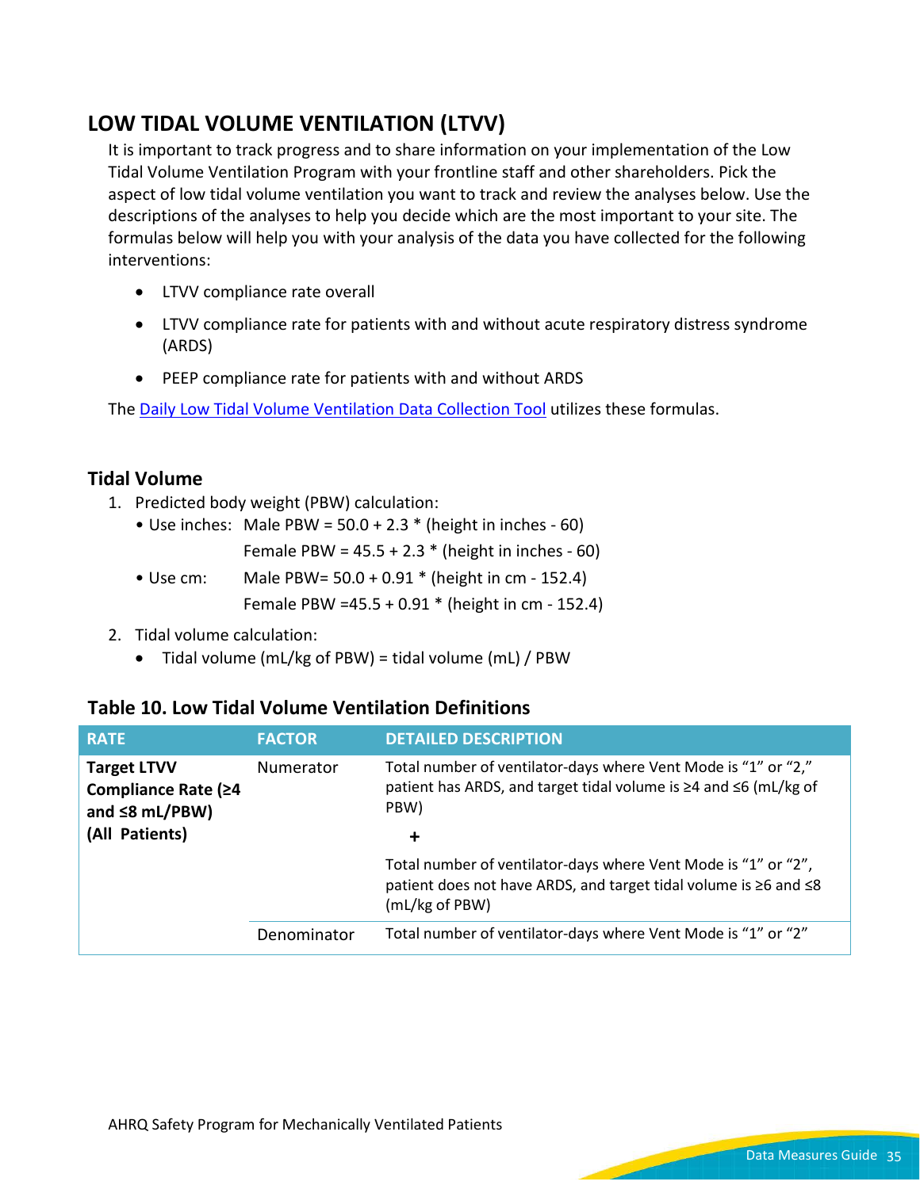# LOW TIDAL VOLUME VENTILATION (LTVV)

It is important to track progress and to share information on your implementation of the Low Tidal Volume Ventilation Program with your frontline staff and other shareholders. Pick the aspect of low tidal volume ventilation you want to track and review the analyses below. Use the descriptions of the analyses to help you decide which are the most important to your site. The formulas below will help you with your analysis of the data you have collected for the following interventions:

- LTVV compliance rate overall
- LTVV compliance rate for patients with and without acute respiratory distress syndrome (ARDS)
- PEEP compliance rate for patients with and without ARDS

The Daily Low Tidal Volume Ventilation Data Collection Tool utilizes these formulas.

## Tidal Volume

1. Predicted body weight (PBW) calculation:
   - Use inches: Male PBW = 50.0 + 2.3 * (height in inches - 60)
     Female PBW = 45.5 + 2.3 * (height in inches - 60)
   - Use cm: Male PBW= 50.0 + 0.91 * (height in cm - 152.4)
     Female PBW =45.5 + 0.91 * (height in cm - 152.4)
2. Tidal volume calculation:
   - Tidal volume (mL/kg of PBW) = tidal volume (mL) / PBW

### Table 10. Low Tidal Volume Ventilation Definitions

| RATE | FACTOR | DETAILED DESCRIPTION |
|---|---|---|
| **Target LTVV Compliance Rate (≥4 and ≤8 mL/PBW) (All Patients)** | Numerator | Total number of ventilator-days where Vent Mode is "1" or "2," patient has ARDS, and target tidal volume is ≥4 and ≤6 (mL/kg of PBW)<br>**+**<br>Total number of ventilator-days where Vent Mode is "1" or "2", patient does not have ARDS, and target tidal volume is ≥6 and ≤8 (mL/kg of PBW) |
| | Denominator | Total number of ventilator-days where Vent Mode is "1" or "2" |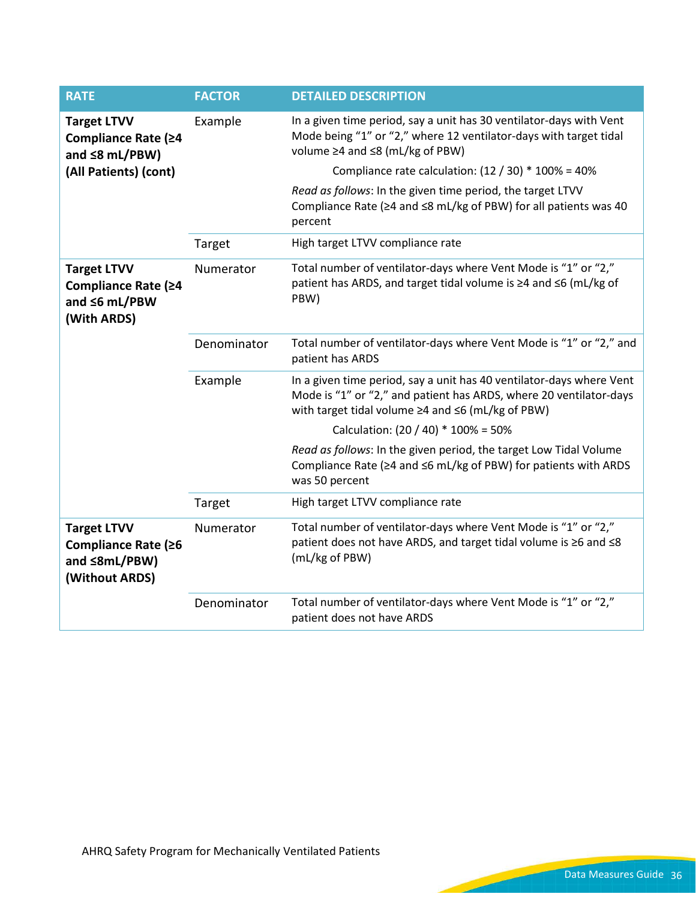| RATE | FACTOR | DETAILED DESCRIPTION |
|---|---|---|
| **Target LTVV Compliance Rate (≥4 and ≤8 mL/PBW) (All Patients) (cont)** | Example | In a given time period, say a unit has 30 ventilator-days with Vent Mode being "1" or "2," where 12 ventilator-days with target tidal volume ≥4 and ≤8 (mL/kg of PBW)<br><br>Compliance rate calculation: (12 / 30) * 100% = 40%<br><br>*Read as follows*: In the given time period, the target LTVV Compliance Rate (≥4 and ≤8 mL/kg of PBW) for all patients was 40 percent |
| | Target | High target LTVV compliance rate |
| **Target LTVV Compliance Rate (≥4 and ≤6 mL/PBW (With ARDS)** | Numerator | Total number of ventilator-days where Vent Mode is "1" or "2," patient has ARDS, and target tidal volume is ≥4 and ≤6 (mL/kg of PBW) |
| | Denominator | Total number of ventilator-days where Vent Mode is "1" or "2," and patient has ARDS |
| | Example | In a given time period, say a unit has 40 ventilator-days where Vent Mode is "1" or "2," and patient has ARDS, where 20 ventilator-days with target tidal volume ≥4 and ≤6 (mL/kg of PBW)<br><br>Calculation: (20 / 40) * 100% = 50%<br><br>*Read as follows*: In the given period, the target Low Tidal Volume Compliance Rate (≥4 and ≤6 mL/kg of PBW) for patients with ARDS was 50 percent |
| | Target | High target LTVV compliance rate |
| **Target LTVV Compliance Rate (≥6 and ≤8mL/PBW) (Without ARDS)** | Numerator | Total number of ventilator-days where Vent Mode is "1" or "2," patient does not have ARDS, and target tidal volume is ≥6 and ≤8 (mL/kg of PBW) |
| | Denominator | Total number of ventilator-days where Vent Mode is "1" or "2," patient does not have ARDS |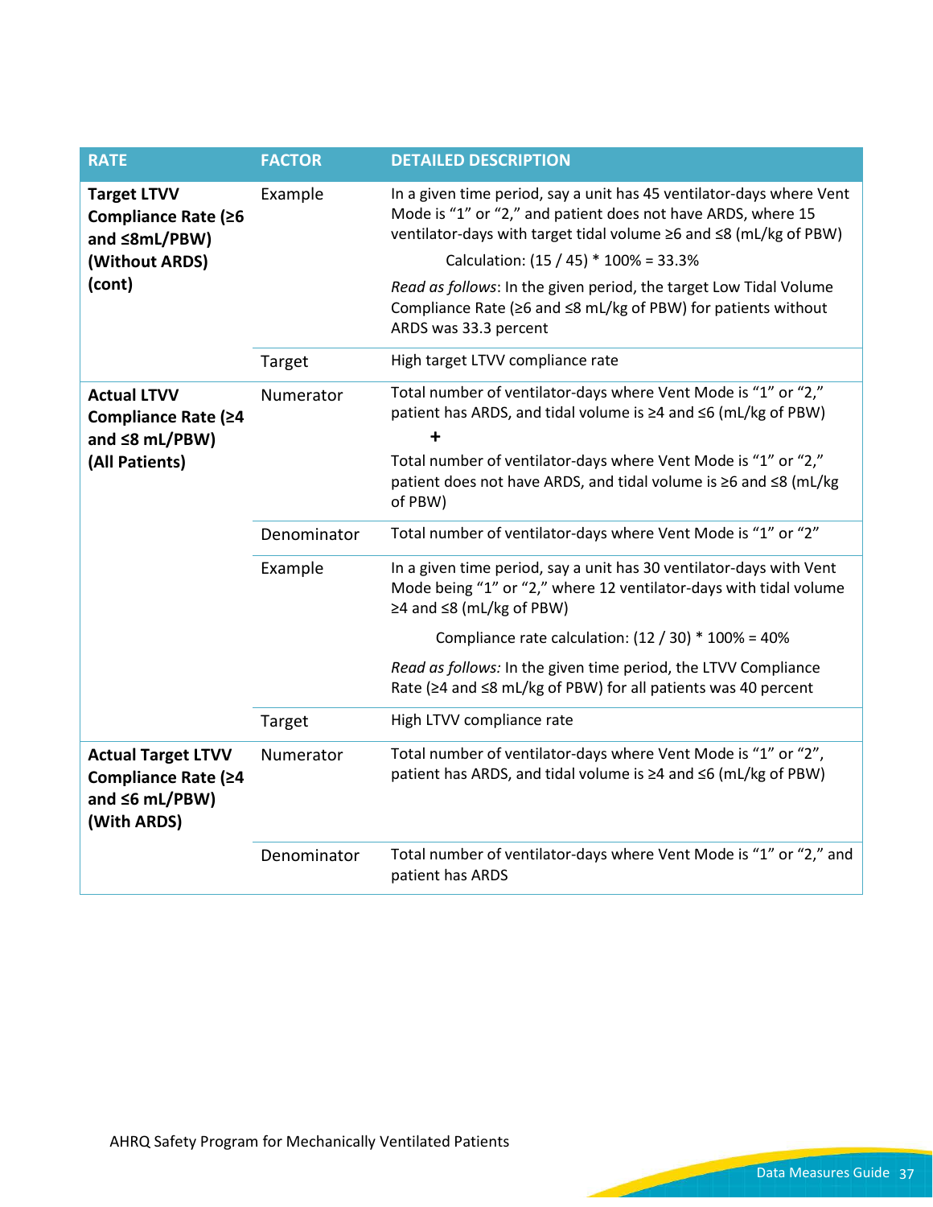| RATE | FACTOR | DETAILED DESCRIPTION |
| --- | --- | --- |
| **Target LTVV Compliance Rate (≥6 and ≤8mL/PBW) (Without ARDS) (cont)** | Example | In a given time period, say a unit has 45 ventilator-days where Vent Mode is “1” or “2,” and patient does not have ARDS, where 15 ventilator-days with target tidal volume ≥6 and ≤8 (mL/kg of PBW)<br><br>Calculation: (15 / 45) * 100% = 33.3%<br><br>*Read as follows*: In the given period, the target Low Tidal Volume Compliance Rate (≥6 and ≤8 mL/kg of PBW) for patients without ARDS was 33.3 percent |
| | Target | High target LTVV compliance rate |
| **Actual LTVV Compliance Rate (≥4 and ≤8 mL/PBW) (All Patients)** | Numerator | Total number of ventilator-days where Vent Mode is “1” or “2,” patient has ARDS, and tidal volume is ≥4 and ≤6 (mL/kg of PBW)<br><br>**+**<br><br>Total number of ventilator-days where Vent Mode is “1” or “2,” patient does not have ARDS, and tidal volume is ≥6 and ≤8 (mL/kg of PBW) |
| | Denominator | Total number of ventilator-days where Vent Mode is “1” or “2” |
| | Example | In a given time period, say a unit has 30 ventilator-days with Vent Mode being “1” or “2,” where 12 ventilator-days with tidal volume ≥4 and ≤8 (mL/kg of PBW)<br><br>Compliance rate calculation: (12 / 30) * 100% = 40%<br><br>*Read as follows:* In the given time period, the LTVV Compliance Rate (≥4 and ≤8 mL/kg of PBW) for all patients was 40 percent |
| | Target | High LTVV compliance rate |
| **Actual Target LTVV Compliance Rate (≥4 and ≤6 mL/PBW) (With ARDS)** | Numerator | Total number of ventilator-days where Vent Mode is “1” or “2”, patient has ARDS, and tidal volume is ≥4 and ≤6 (mL/kg of PBW) |
| | Denominator | Total number of ventilator-days where Vent Mode is “1” or “2,” and patient has ARDS |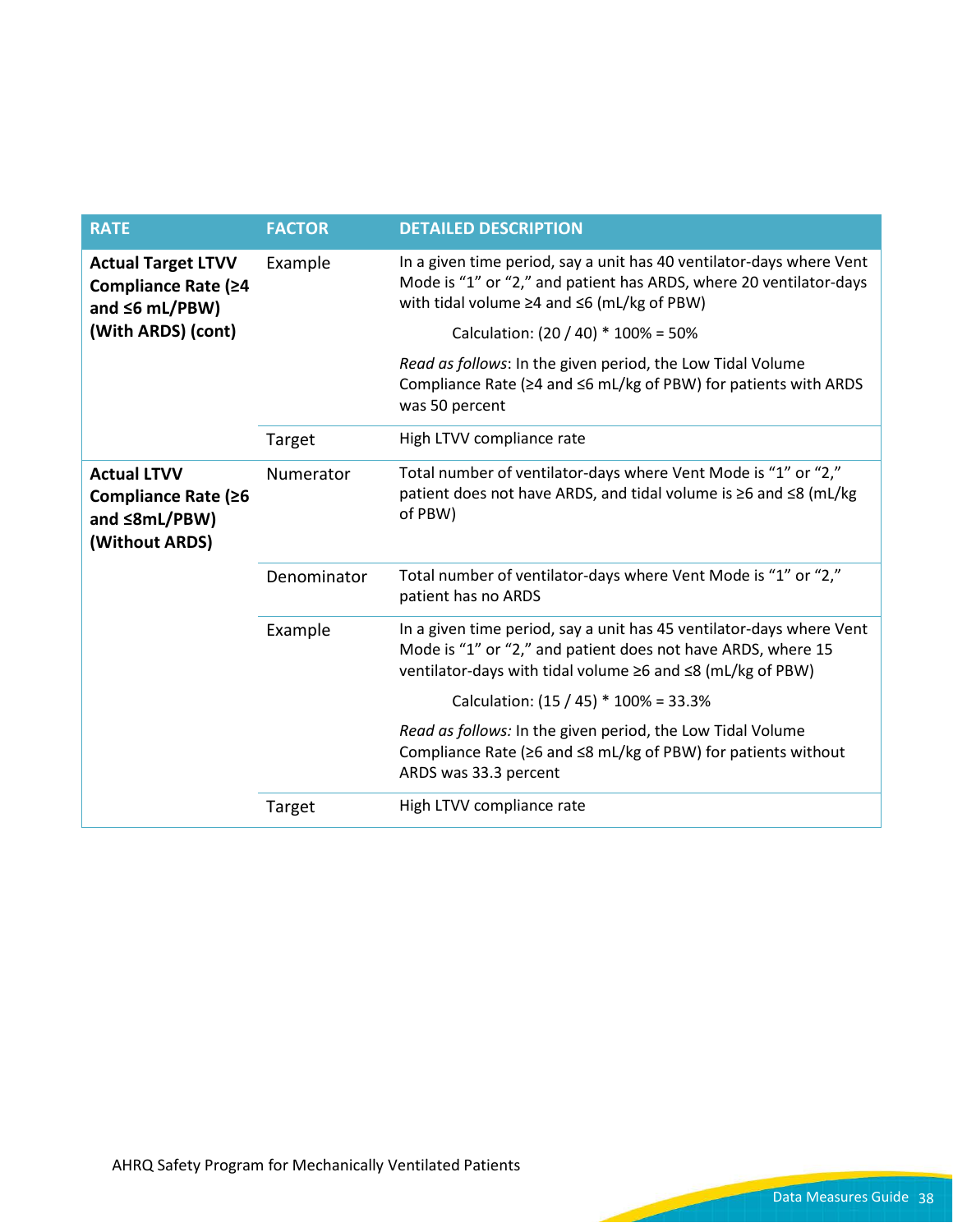| RATE | FACTOR | DETAILED DESCRIPTION |
|---|---|---|
| **Actual Target LTVV Compliance Rate (≥4 and ≤6 mL/PBW) (With ARDS) (cont)** | Example | In a given time period, say a unit has 40 ventilator-days where Vent Mode is "1" or "2," and patient has ARDS, where 20 ventilator-days with tidal volume ≥4 and ≤6 (mL/kg of PBW)<br><br>Calculation: (20 / 40) * 100% = 50%<br><br>*Read as follows*: In the given period, the Low Tidal Volume Compliance Rate (≥4 and ≤6 mL/kg of PBW) for patients with ARDS was 50 percent |
| | Target | High LTVV compliance rate |
| **Actual LTVV Compliance Rate (≥6 and ≤8mL/PBW) (Without ARDS)** | Numerator | Total number of ventilator-days where Vent Mode is "1" or "2," patient does not have ARDS, and tidal volume is ≥6 and ≤8 (mL/kg of PBW) |
| | Denominator | Total number of ventilator-days where Vent Mode is "1" or "2," patient has no ARDS |
| | Example | In a given time period, say a unit has 45 ventilator-days where Vent Mode is "1" or "2," and patient does not have ARDS, where 15 ventilator-days with tidal volume ≥6 and ≤8 (mL/kg of PBW)<br><br>Calculation: (15 / 45) * 100% = 33.3%<br><br>*Read as follows:* In the given period, the Low Tidal Volume Compliance Rate (≥6 and ≤8 mL/kg of PBW) for patients without ARDS was 33.3 percent |
| | Target | High LTVV compliance rate |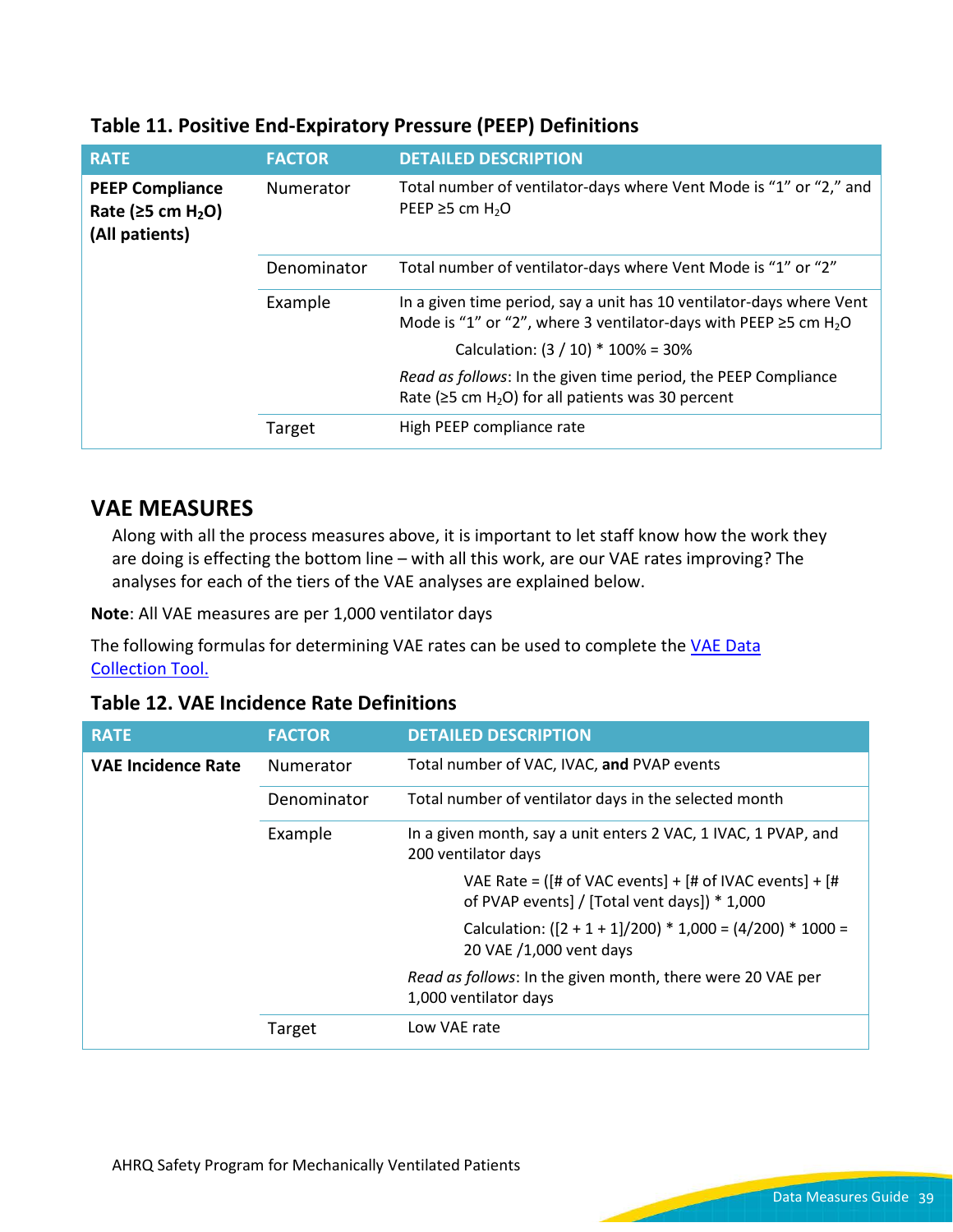### Table 11. Positive End-Expiratory Pressure (PEEP) Definitions

| RATE | FACTOR | DETAILED DESCRIPTION |
|---|---|---|
| **PEEP Compliance Rate (≥5 cm $H_2O$) (All patients)** | Numerator | Total number of ventilator-days where Vent Mode is "1" or "2," and PEEP ≥5 cm $H_2O$ |
| | Denominator | Total number of ventilator-days where Vent Mode is "1" or "2" |
| | Example | In a given time period, say a unit has 10 ventilator-days where Vent Mode is "1" or "2", where 3 ventilator-days with PEEP ≥5 cm $H_2O$<br><br>Calculation: (3 / 10) * 100% = 30%<br><br>*Read as follows*: In the given time period, the PEEP Compliance Rate (≥5 cm $H_2O$) for all patients was 30 percent |
| | Target | High PEEP compliance rate |

## VAE MEASURES

Along with all the process measures above, it is important to let staff know how the work they are doing is effecting the bottom line – with all this work, are our VAE rates improving? The analyses for each of the tiers of the VAE analyses are explained below.

**Note**: All VAE measures are per 1,000 ventilator days

The following formulas for determining VAE rates can be used to complete the VAE Data Collection Tool.

### Table 12. VAE Incidence Rate Definitions

| RATE | FACTOR | DETAILED DESCRIPTION |
|---|---|---|
| **VAE Incidence Rate** | Numerator | Total number of VAC, IVAC, **and** PVAP events |
| | Denominator | Total number of ventilator days in the selected month |
| | Example | In a given month, say a unit enters 2 VAC, 1 IVAC, 1 PVAP, and 200 ventilator days<br><br>VAE Rate = ([# of VAC events] + [# of IVAC events] + [# of PVAP events] / [Total vent days]) * 1,000<br><br>Calculation: ([2 + 1 + 1]/200) * 1,000 = (4/200) * 1000 = 20 VAE /1,000 vent days<br><br>*Read as follows*: In the given month, there were 20 VAE per 1,000 ventilator days |
| | Target | Low VAE rate |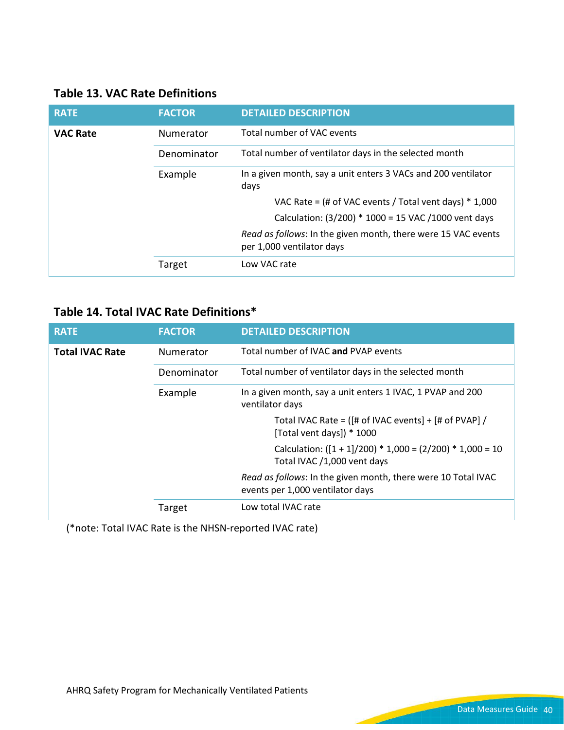### Table 13. VAC Rate Definitions

| RATE | FACTOR | DETAILED DESCRIPTION |
|---|---|---|
| **VAC Rate** | Numerator | Total number of VAC events |
| | Denominator | Total number of ventilator days in the selected month |
| | Example | In a given month, say a unit enters 3 VACs and 200 ventilator days<br>VAC Rate = (# of VAC events / Total vent days) * 1,000<br>Calculation: (3/200) * 1000 = 15 VAC /1000 vent days<br>*Read as follows*: In the given month, there were 15 VAC events per 1,000 ventilator days |
| | Target | Low VAC rate |

### Table 14. Total IVAC Rate Definitions*

| RATE | FACTOR | DETAILED DESCRIPTION |
|---|---|---|
| **Total IVAC Rate** | Numerator | Total number of IVAC **and** PVAP events |
| | Denominator | Total number of ventilator days in the selected month |
| | Example | In a given month, say a unit enters 1 IVAC, 1 PVAP and 200 ventilator days<br>Total IVAC Rate = ([# of IVAC events] + [# of PVAP] / [Total vent days]) * 1000<br>Calculation: ([1 + 1]/200) * 1,000 = (2/200) * 1,000 = 10 Total IVAC /1,000 vent days<br>*Read as follows*: In the given month, there were 10 Total IVAC events per 1,000 ventilator days |
| | Target | Low total IVAC rate |

(*note: Total IVAC Rate is the NHSN-reported IVAC rate)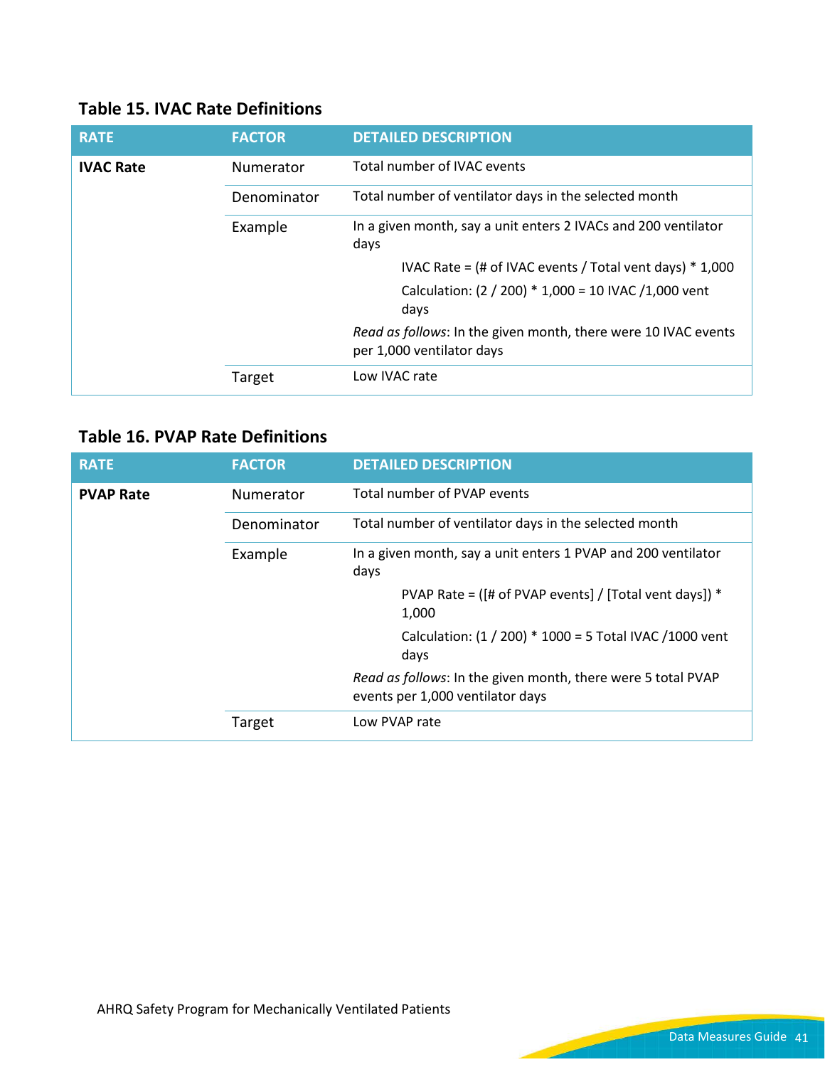### Table 15. IVAC Rate Definitions

| RATE | FACTOR | DETAILED DESCRIPTION |
|---|---|---|
| **IVAC Rate** | Numerator | Total number of IVAC events |
| | Denominator | Total number of ventilator days in the selected month |
| | Example | In a given month, say a unit enters 2 IVACs and 200 ventilator days<br><br>IVAC Rate = (# of IVAC events / Total vent days) * 1,000<br><br>Calculation: (2 / 200) * 1,000 = 10 IVAC /1,000 vent days<br><br>*Read as follows*: In the given month, there were 10 IVAC events per 1,000 ventilator days |
| | Target | Low IVAC rate |

### Table 16. PVAP Rate Definitions

| RATE | FACTOR | DETAILED DESCRIPTION |
|---|---|---|
| **PVAP Rate** | Numerator | Total number of PVAP events |
| | Denominator | Total number of ventilator days in the selected month |
| | Example | In a given month, say a unit enters 1 PVAP and 200 ventilator days<br><br>PVAP Rate = ([# of PVAP events] / [Total vent days]) * 1,000<br><br>Calculation: (1 / 200) * 1000 = 5 Total IVAC /1000 vent days<br><br>*Read as follows*: In the given month, there were 5 total PVAP events per 1,000 ventilator days |
| | Target | Low PVAP rate |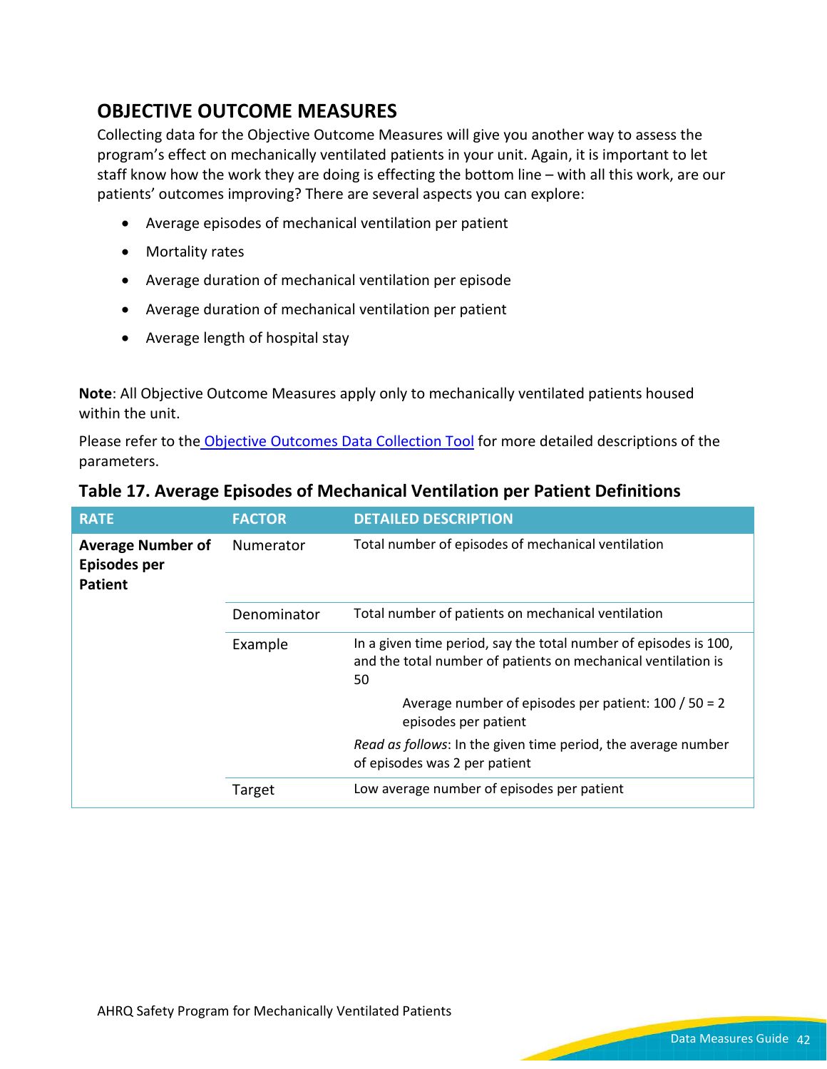## OBJECTIVE OUTCOME MEASURES

Collecting data for the Objective Outcome Measures will give you another way to assess the program's effect on mechanically ventilated patients in your unit. Again, it is important to let staff know how the work they are doing is effecting the bottom line – with all this work, are our patients' outcomes improving? There are several aspects you can explore:

- Average episodes of mechanical ventilation per patient
- Mortality rates
- Average duration of mechanical ventilation per episode
- Average duration of mechanical ventilation per patient
- Average length of hospital stay

**Note**: All Objective Outcome Measures apply only to mechanically ventilated patients housed within the unit.

Please refer to the [Objective Outcomes Data Collection Tool] for more detailed descriptions of the parameters.

### Table 17. Average Episodes of Mechanical Ventilation per Patient Definitions

| RATE | FACTOR | DETAILED DESCRIPTION |
|---|---|---|
| **Average Number of Episodes per Patient** | Numerator | Total number of episodes of mechanical ventilation |
| | Denominator | Total number of patients on mechanical ventilation |
| | Example | In a given time period, say the total number of episodes is 100, and the total number of patients on mechanical ventilation is 50<br><br>Average number of episodes per patient: 100 / 50 = 2 episodes per patient<br><br>*Read as follows*: In the given time period, the average number of episodes was 2 per patient |
| | Target | Low average number of episodes per patient |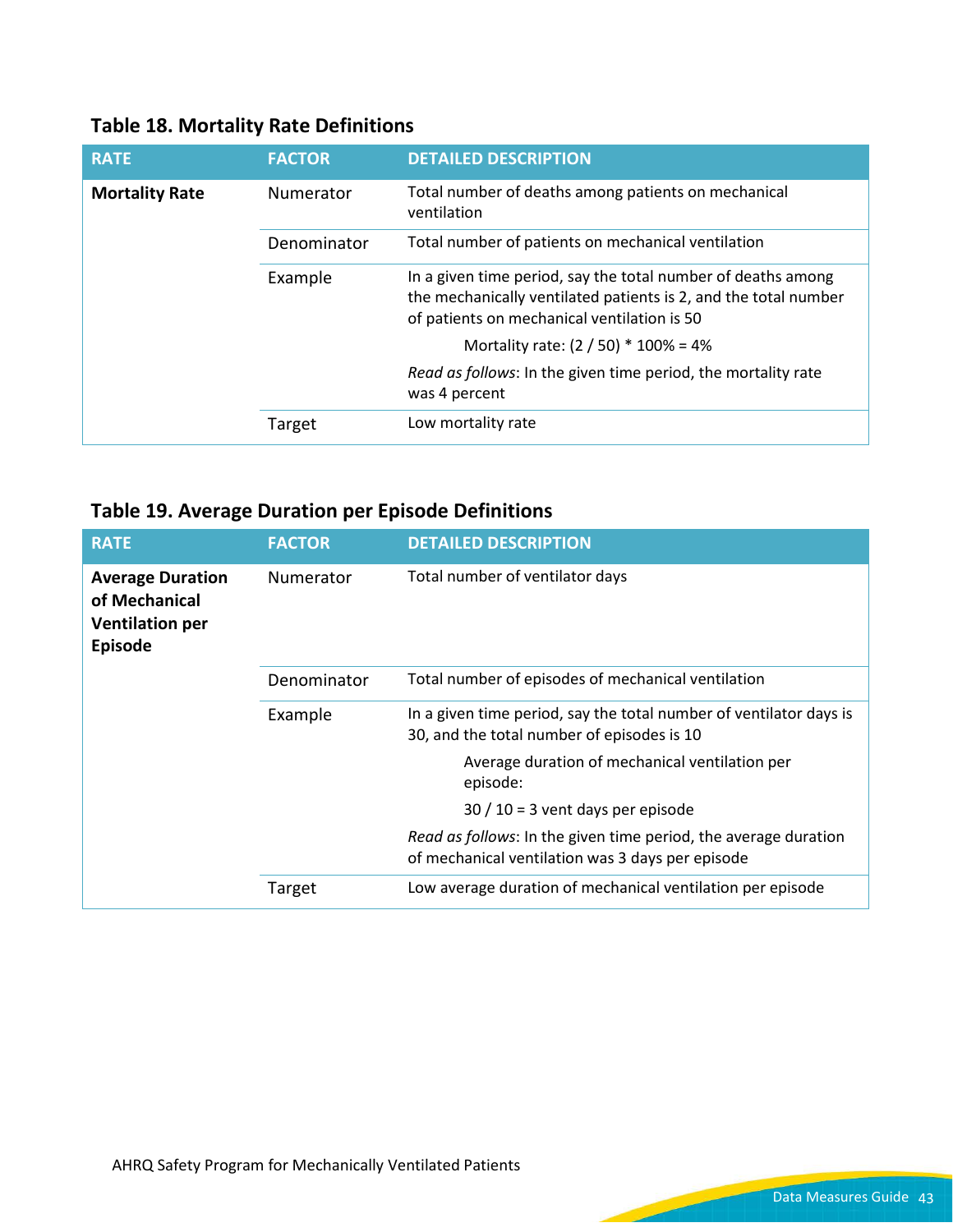## Table 18. Mortality Rate Definitions

| RATE | FACTOR | DETAILED DESCRIPTION |
| --- | --- | --- |
| **Mortality Rate** | Numerator | Total number of deaths among patients on mechanical ventilation |
| | Denominator | Total number of patients on mechanical ventilation |
| | Example | In a given time period, say the total number of deaths among the mechanically ventilated patients is 2, and the total number of patients on mechanical ventilation is 50<br><br>Mortality rate: (2 / 50) * 100% = 4%<br><br>*Read as follows*: In the given time period, the mortality rate was 4 percent |
| | Target | Low mortality rate |

## Table 19. Average Duration per Episode Definitions

| RATE | FACTOR | DETAILED DESCRIPTION |
| --- | --- | --- |
| **Average Duration of Mechanical Ventilation per Episode** | Numerator | Total number of ventilator days |
| | Denominator | Total number of episodes of mechanical ventilation |
| | Example | In a given time period, say the total number of ventilator days is 30, and the total number of episodes is 10<br><br>Average duration of mechanical ventilation per episode:<br><br>30 / 10 = 3 vent days per episode<br><br>*Read as follows*: In the given time period, the average duration of mechanical ventilation was 3 days per episode |
| | Target | Low average duration of mechanical ventilation per episode |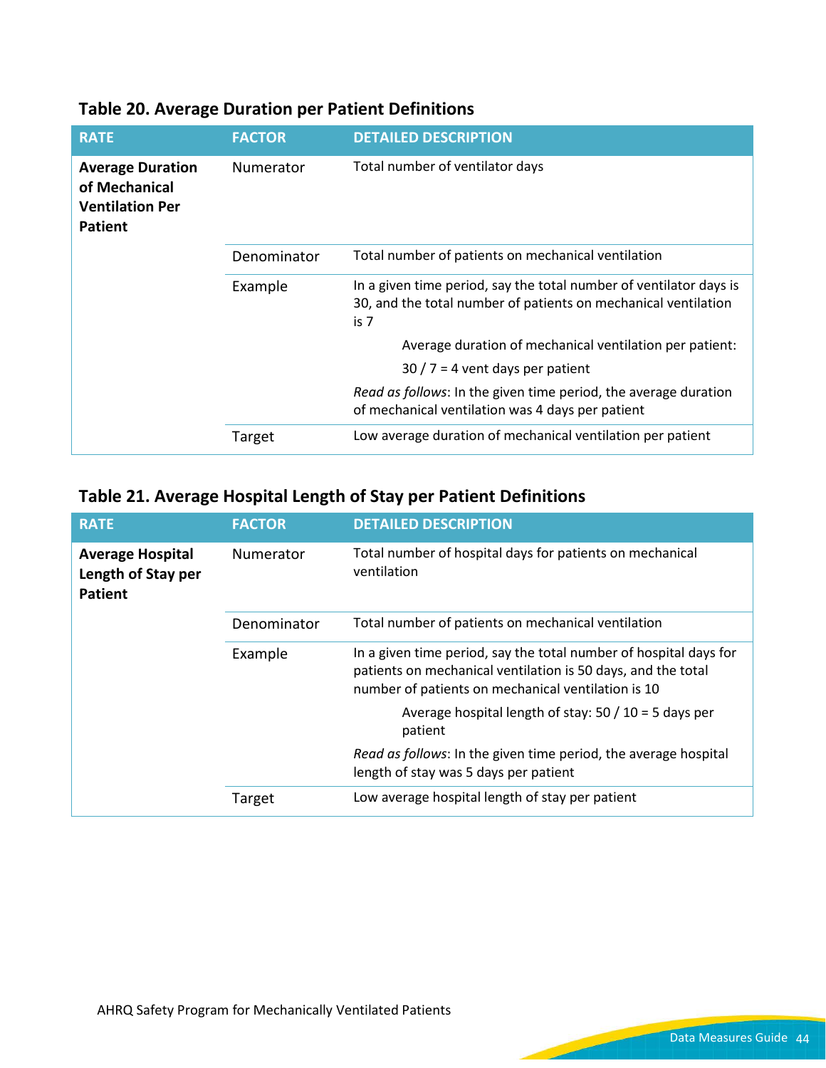### Table 20. Average Duration per Patient Definitions

| RATE | FACTOR | DETAILED DESCRIPTION |
|---|---|---|
| **Average Duration of Mechanical Ventilation Per Patient** | Numerator | Total number of ventilator days |
| | Denominator | Total number of patients on mechanical ventilation |
| | Example | In a given time period, say the total number of ventilator days is 30, and the total number of patients on mechanical ventilation is 7<br><br>Average duration of mechanical ventilation per patient:<br><br>30 / 7 = 4 vent days per patient<br><br>*Read as follows*: In the given time period, the average duration of mechanical ventilation was 4 days per patient |
| | Target | Low average duration of mechanical ventilation per patient |

### Table 21. Average Hospital Length of Stay per Patient Definitions

| RATE | FACTOR | DETAILED DESCRIPTION |
|---|---|---|
| **Average Hospital Length of Stay per Patient** | Numerator | Total number of hospital days for patients on mechanical ventilation |
| | Denominator | Total number of patients on mechanical ventilation |
| | Example | In a given time period, say the total number of hospital days for patients on mechanical ventilation is 50 days, and the total number of patients on mechanical ventilation is 10<br><br>Average hospital length of stay: 50 / 10 = 5 days per patient<br><br>*Read as follows*: In the given time period, the average hospital length of stay was 5 days per patient |
| | Target | Low average hospital length of stay per patient |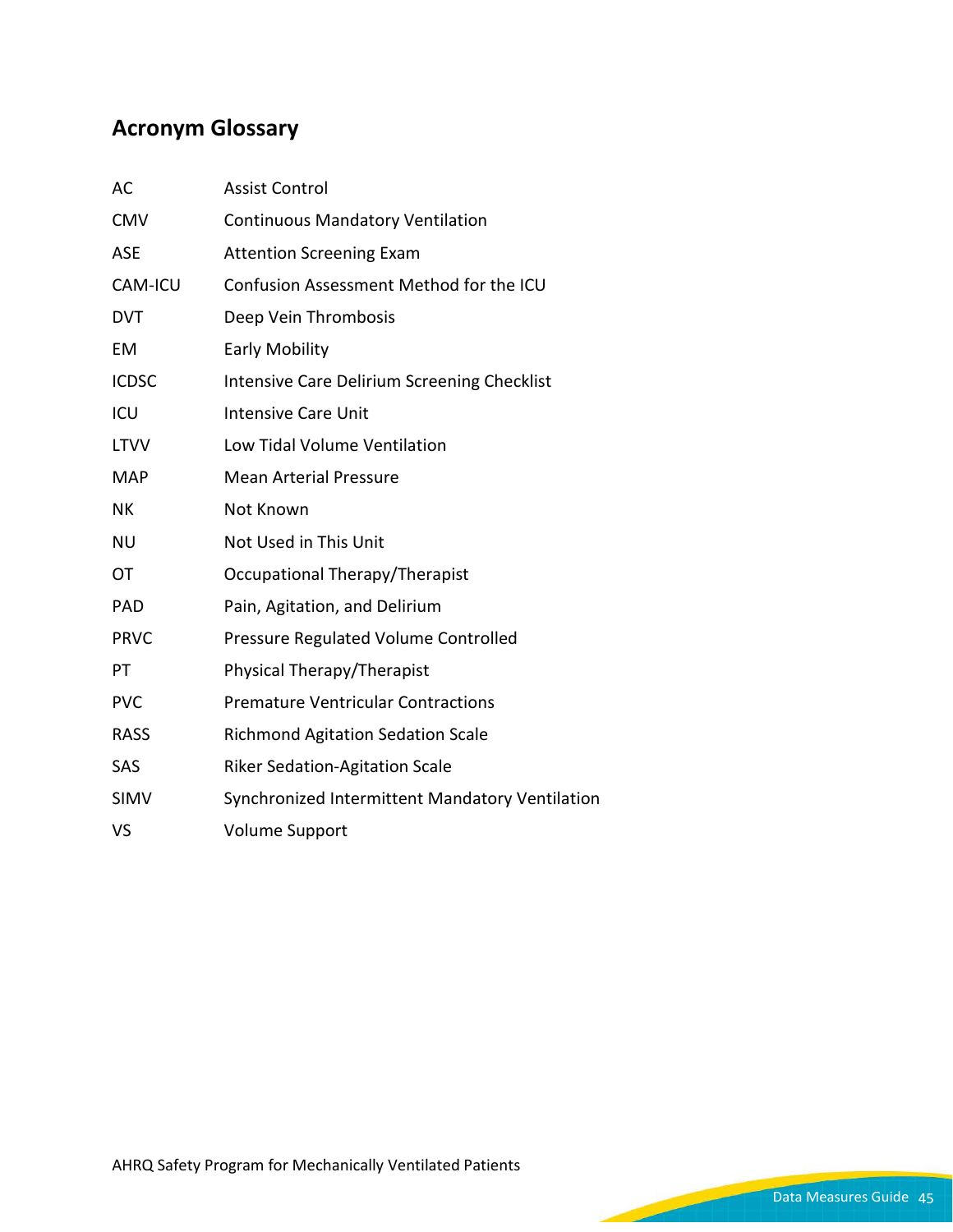## Acronym Glossary

| | |
|---|---|
| AC | Assist Control |
| CMV | Continuous Mandatory Ventilation |
| ASE | Attention Screening Exam |
| CAM-ICU | Confusion Assessment Method for the ICU |
| DVT | Deep Vein Thrombosis |
| EM | Early Mobility |
| ICDSC | Intensive Care Delirium Screening Checklist |
| ICU | Intensive Care Unit |
| LTVV | Low Tidal Volume Ventilation |
| MAP | Mean Arterial Pressure |
| NK | Not Known |
| NU | Not Used in This Unit |
| OT | Occupational Therapy/Therapist |
| PAD | Pain, Agitation, and Delirium |
| PRVC | Pressure Regulated Volume Controlled |
| PT | Physical Therapy/Therapist |
| PVC | Premature Ventricular Contractions |
| RASS | Richmond Agitation Sedation Scale |
| SAS | Riker Sedation-Agitation Scale |
| SIMV | Synchronized Intermittent Mandatory Ventilation |
| VS | Volume Support |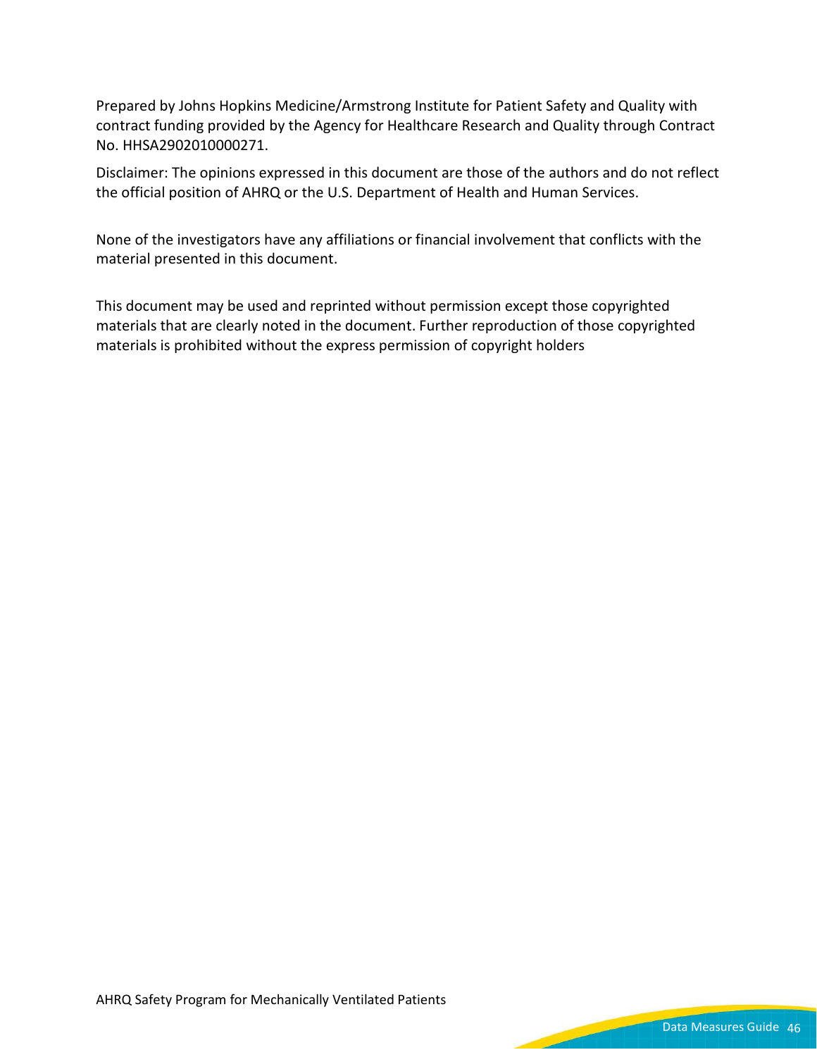Prepared by Johns Hopkins Medicine/Armstrong Institute for Patient Safety and Quality with contract funding provided by the Agency for Healthcare Research and Quality through Contract No. HHSA2902010000271.

Disclaimer: The opinions expressed in this document are those of the authors and do not reflect the official position of AHRQ or the U.S. Department of Health and Human Services.

None of the investigators have any affiliations or financial involvement that conflicts with the material presented in this document.

This document may be used and reprinted without permission except those copyrighted materials that are clearly noted in the document. Further reproduction of those copyrighted materials is prohibited without the express permission of copyright holders